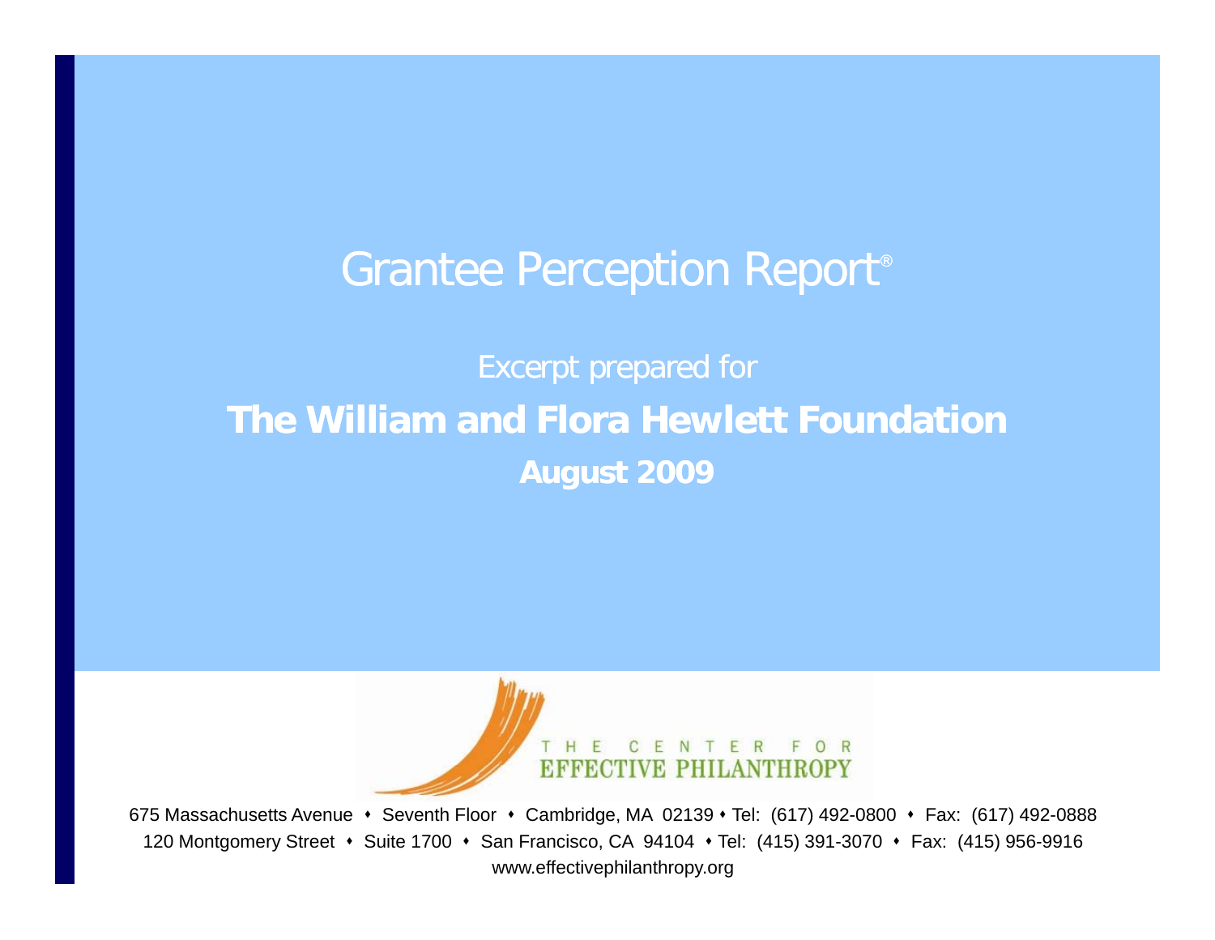# Grantee Perception Report®

Excerpt prepared for

## The William and Flora Hewlett Foundation

**August 2009**

THE CENTER FOR EFFECTIVE PHILANTHROPY

675 Massachusetts Avenue • Seventh Floor • Cambridge, MA 02139 • Tel: (617) 492-0800 • Fax: (617) 492-0888
120 Montgomery Street • Suite 1700 • San Francisco, CA 94104 • Tel: (415) 391-3070 • Fax: (415) 956-9916
www.effectivephilanthropy.org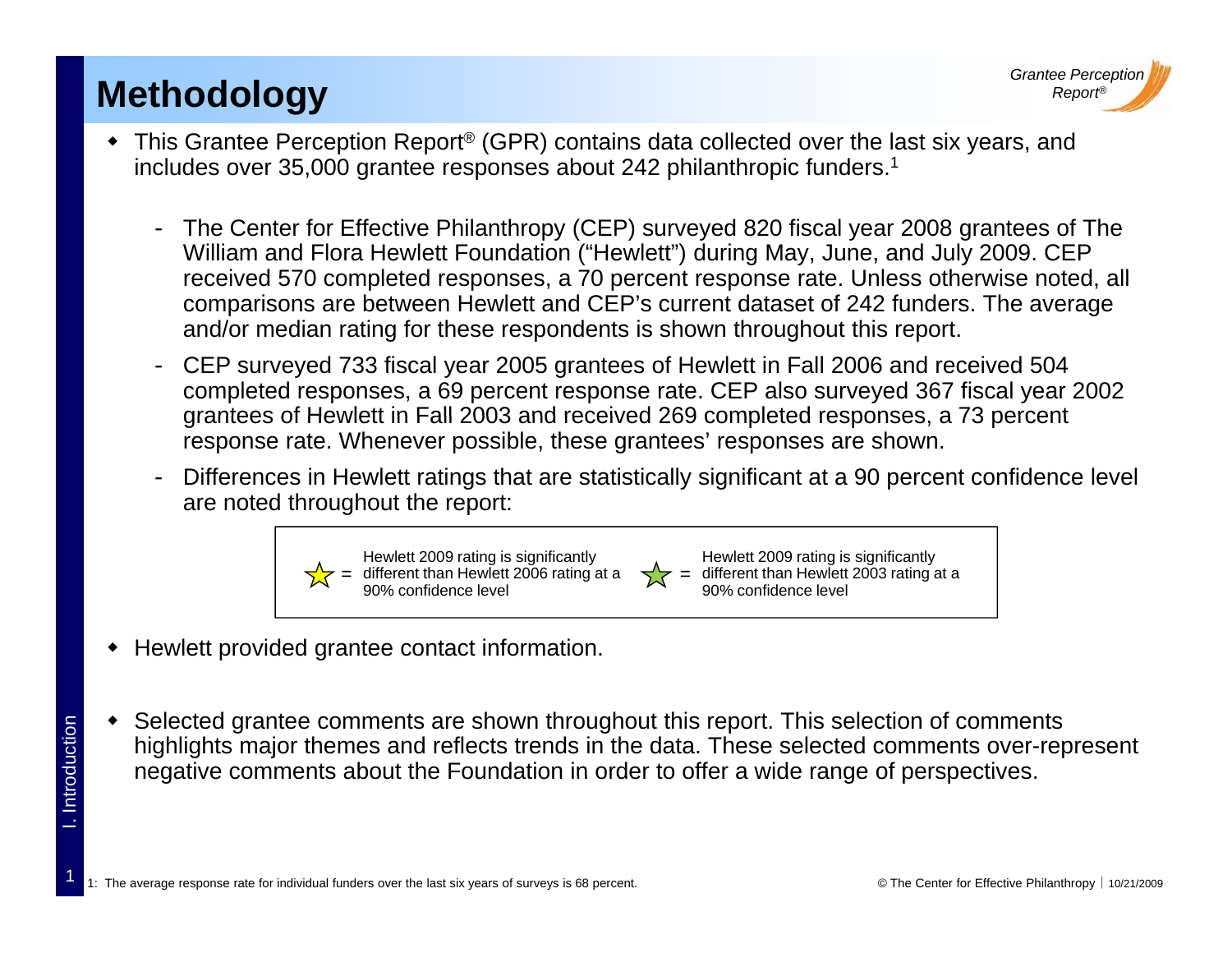# Methodology

- This Grantee Perception Report® (GPR) contains data collected over the last six years, and includes over 35,000 grantee responses about 242 philanthropic funders.[1]
  - The Center for Effective Philanthropy (CEP) surveyed 820 fiscal year 2008 grantees of The William and Flora Hewlett Foundation ("Hewlett") during May, June, and July 2009. CEP received 570 completed responses, a 70 percent response rate. Unless otherwise noted, all comparisons are between Hewlett and CEP's current dataset of 242 funders. The average and/or median rating for these respondents is shown throughout this report.
  - CEP surveyed 733 fiscal year 2005 grantees of Hewlett in Fall 2006 and received 504 completed responses, a 69 percent response rate. CEP also surveyed 367 fiscal year 2002 grantees of Hewlett in Fall 2003 and received 269 completed responses, a 73 percent response rate. Whenever possible, these grantees' responses are shown.
  - Differences in Hewlett ratings that are statistically significant at a 90 percent confidence level are noted throughout the report:

| | |
|---|---|
| ☆ (yellow star) = Hewlett 2009 rating is significantly different than Hewlett 2006 rating at a 90% confidence level | ☆ (green star) = Hewlett 2009 rating is significantly different than Hewlett 2003 rating at a 90% confidence level |

- Hewlett provided grantee contact information.

- Selected grantee comments are shown throughout this report. This selection of comments highlights major themes and reflects trends in the data. These selected comments over-represent negative comments about the Foundation in order to offer a wide range of perspectives.

1: The average response rate for individual funders over the last six years of surveys is 68 percent.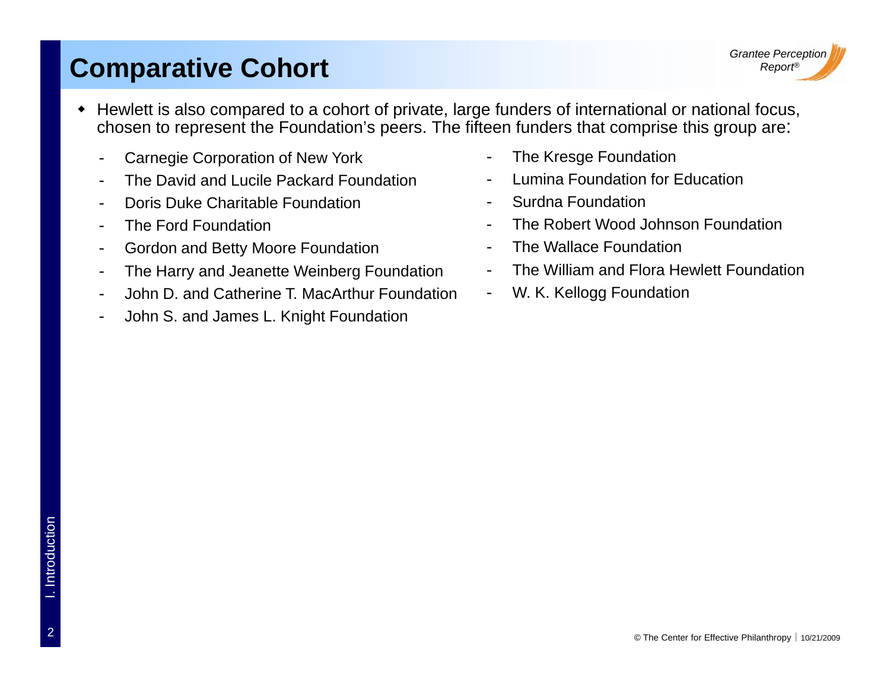# Comparative Cohort

- Hewlett is also compared to a cohort of private, large funders of international or national focus, chosen to represent the Foundation's peers. The fifteen funders that comprise this group are:

  - Carnegie Corporation of New York
  - The David and Lucile Packard Foundation
  - Doris Duke Charitable Foundation
  - The Ford Foundation
  - Gordon and Betty Moore Foundation
  - The Harry and Jeanette Weinberg Foundation
  - John D. and Catherine T. MacArthur Foundation
  - John S. and James L. Knight Foundation
  - The Kresge Foundation
  - Lumina Foundation for Education
  - Surdna Foundation
  - The Robert Wood Johnson Foundation
  - The Wallace Foundation
  - The William and Flora Hewlett Foundation
  - W. K. Kellogg Foundation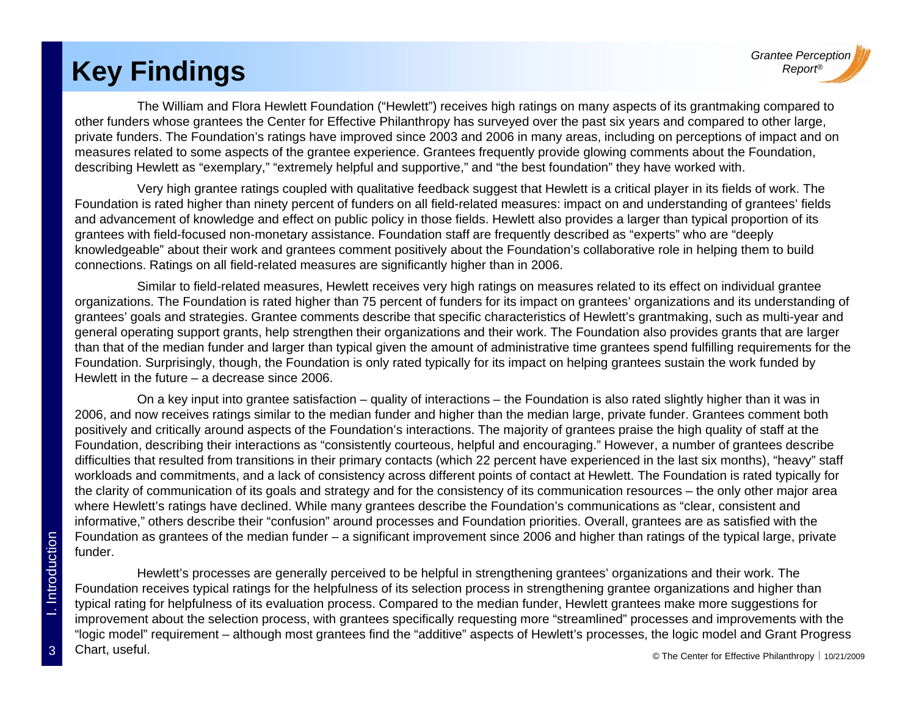# Key Findings

The William and Flora Hewlett Foundation ("Hewlett") receives high ratings on many aspects of its grantmaking compared to other funders whose grantees the Center for Effective Philanthropy has surveyed over the past six years and compared to other large, private funders. The Foundation's ratings have improved since 2003 and 2006 in many areas, including on perceptions of impact and on measures related to some aspects of the grantee experience. Grantees frequently provide glowing comments about the Foundation, describing Hewlett as "exemplary," "extremely helpful and supportive," and "the best foundation" they have worked with.

Very high grantee ratings coupled with qualitative feedback suggest that Hewlett is a critical player in its fields of work. The Foundation is rated higher than ninety percent of funders on all field-related measures: impact on and understanding of grantees' fields and advancement of knowledge and effect on public policy in those fields. Hewlett also provides a larger than typical proportion of its grantees with field-focused non-monetary assistance. Foundation staff are frequently described as "experts" who are "deeply knowledgeable" about their work and grantees comment positively about the Foundation's collaborative role in helping them to build connections. Ratings on all field-related measures are significantly higher than in 2006.

Similar to field-related measures, Hewlett receives very high ratings on measures related to its effect on individual grantee organizations. The Foundation is rated higher than 75 percent of funders for its impact on grantees' organizations and its understanding of grantees' goals and strategies. Grantee comments describe that specific characteristics of Hewlett's grantmaking, such as multi-year and general operating support grants, help strengthen their organizations and their work. The Foundation also provides grants that are larger than that of the median funder and larger than typical given the amount of administrative time grantees spend fulfilling requirements for the Foundation. Surprisingly, though, the Foundation is only rated typically for its impact on helping grantees sustain the work funded by Hewlett in the future – a decrease since 2006.

On a key input into grantee satisfaction – quality of interactions – the Foundation is also rated slightly higher than it was in 2006, and now receives ratings similar to the median funder and higher than the median large, private funder. Grantees comment both positively and critically around aspects of the Foundation's interactions. The majority of grantees praise the high quality of staff at the Foundation, describing their interactions as "consistently courteous, helpful and encouraging." However, a number of grantees describe difficulties that resulted from transitions in their primary contacts (which 22 percent have experienced in the last six months), "heavy" staff workloads and commitments, and a lack of consistency across different points of contact at Hewlett. The Foundation is rated typically for the clarity of communication of its goals and strategy and for the consistency of its communication resources – the only other major area where Hewlett's ratings have declined. While many grantees describe the Foundation's communications as "clear, consistent and informative," others describe their "confusion" around processes and Foundation priorities. Overall, grantees are as satisfied with the Foundation as grantees of the median funder – a significant improvement since 2006 and higher than ratings of the typical large, private funder.

Hewlett's processes are generally perceived to be helpful in strengthening grantees' organizations and their work. The Foundation receives typical ratings for the helpfulness of its selection process in strengthening grantee organizations and higher than typical rating for helpfulness of its evaluation process. Compared to the median funder, Hewlett grantees make more suggestions for improvement about the selection process, with grantees specifically requesting more "streamlined" processes and improvements with the "logic model" requirement – although most grantees find the "additive" aspects of Hewlett's processes, the logic model and Grant Progress Chart, useful.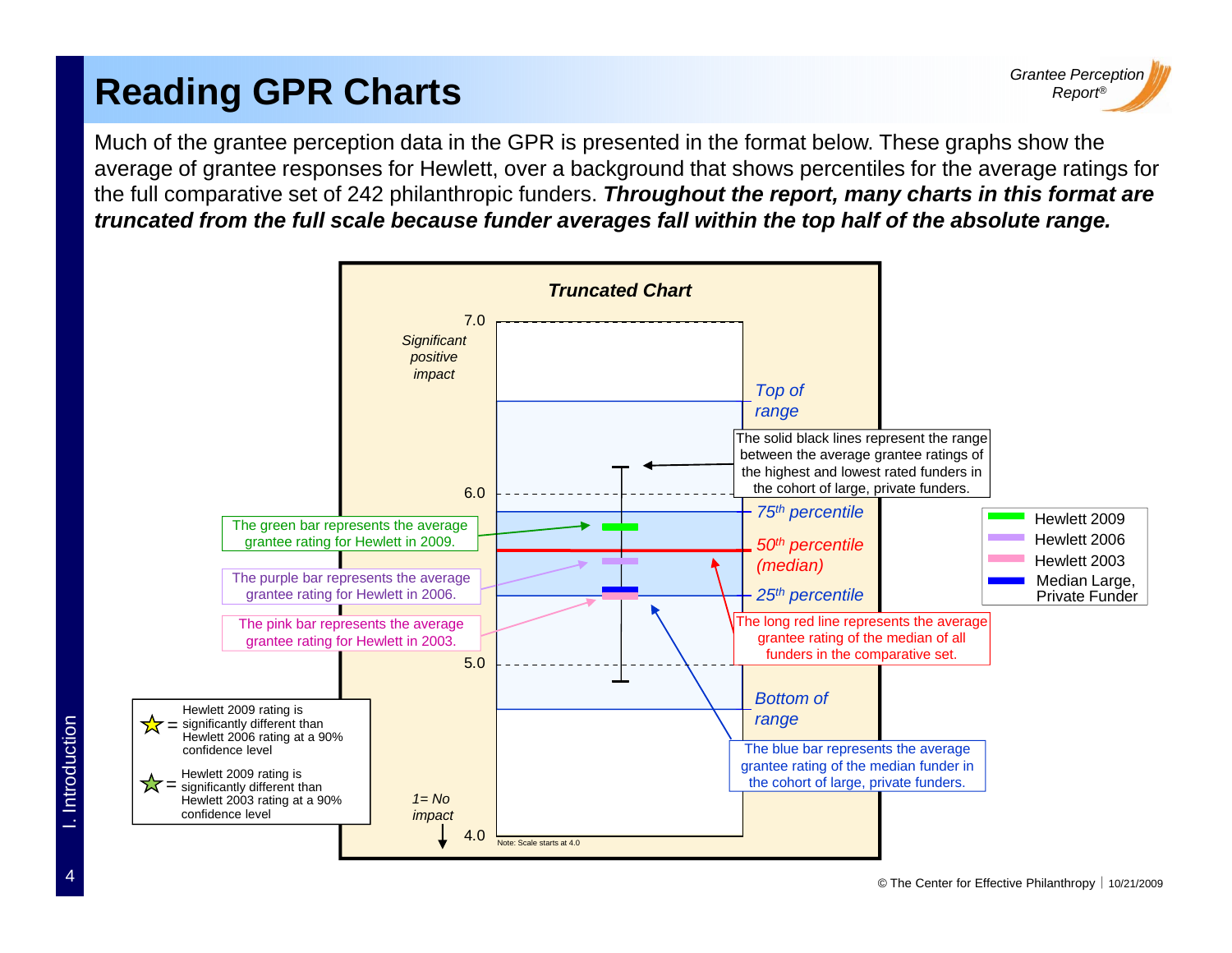# Reading GPR Charts

Much of the grantee perception data in the GPR is presented in the format below. These graphs show the average of grantee responses for Hewlett, over a background that shows percentiles for the average ratings for the full comparative set of 242 philanthropic funders. ***Throughout the report, many charts in this format are truncated from the full scale because funder averages fall within the top half of the absolute range.***

***Truncated Chart***

7.0

*Significant positive impact*

6.0

5.0

4.0

*1= No impact*

Note: Scale starts at 4.0

*Top of range*

*75th percentile*

*50th percentile (median)*

*25th percentile*

*Bottom of range*

The solid black lines represent the range between the average grantee ratings of the highest and lowest rated funders in the cohort of large, private funders.

The green bar represents the average grantee rating for Hewlett in 2009.

The purple bar represents the average grantee rating for Hewlett in 2006.

The pink bar represents the average grantee rating for Hewlett in 2003.

The long red line represents the average grantee rating of the median of all funders in the comparative set.

The blue bar represents the average grantee rating of the median funder in the cohort of large, private funders.

- Hewlett 2009
- Hewlett 2006
- Hewlett 2003
- Median Large, Private Funder

☆ = Hewlett 2009 rating is significantly different than Hewlett 2006 rating at a 90% confidence level

☆ = Hewlett 2009 rating is significantly different than Hewlett 2003 rating at a 90% confidence level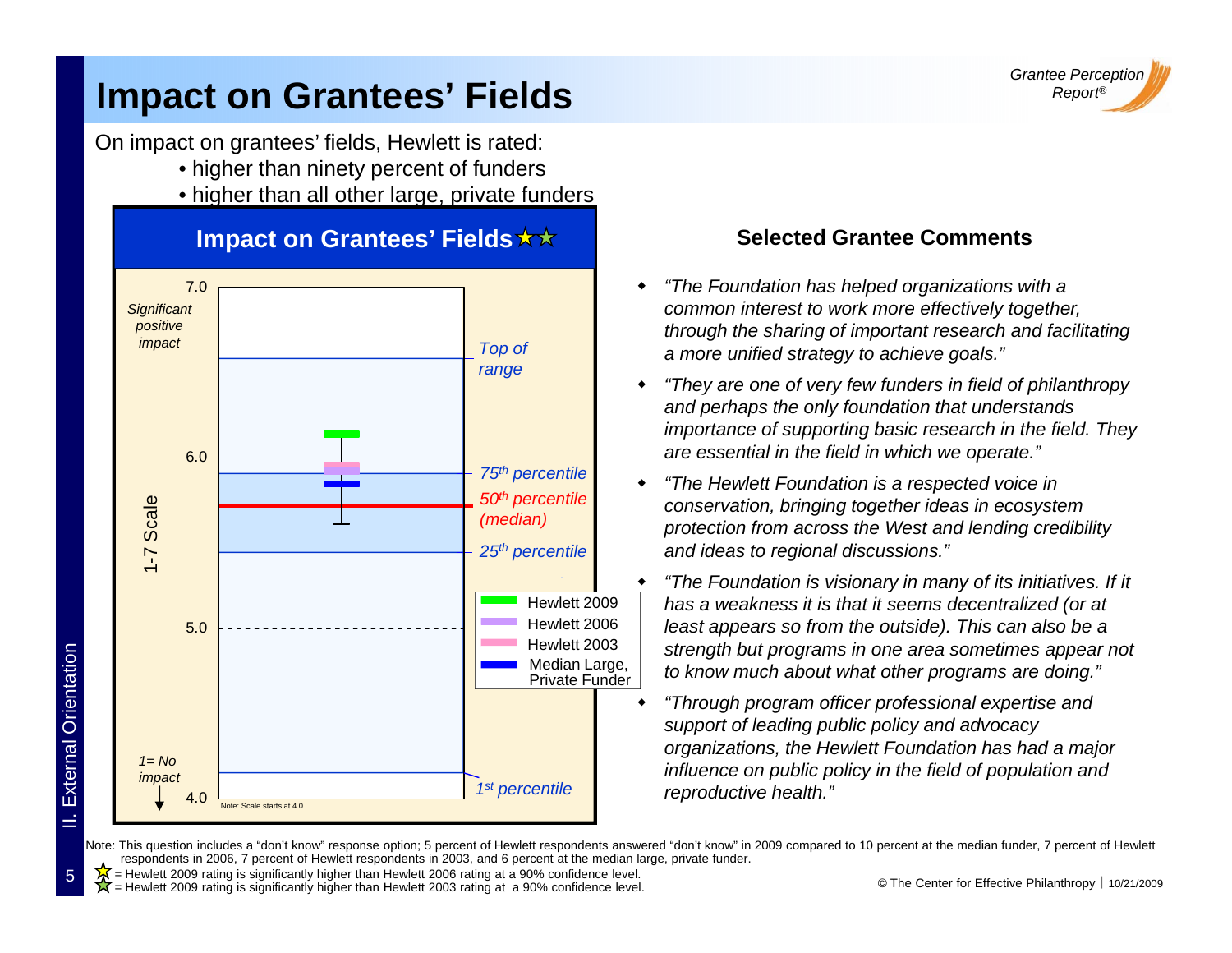# Impact on Grantees' Fields

On impact on grantees' fields, Hewlett is rated:

- higher than ninety percent of funders
- higher than all other large, private funders

## Impact on Grantees' Fields ★★

7.0 — Significant positive impact

Top of range

6.0

75th percentile

50th percentile (median)

25th percentile

1-7 Scale

5.0

- Hewlett 2009
- Hewlett 2006
- Hewlett 2003
- Median Large, Private Funder

1= No impact

4.0

1st percentile

Note: Scale starts at 4.0

## Selected Grantee Comments

- *"The Foundation has helped organizations with a common interest to work more effectively together, through the sharing of important research and facilitating a more unified strategy to achieve goals."*
- *"They are one of very few funders in field of philanthropy and perhaps the only foundation that understands importance of supporting basic research in the field. They are essential in the field in which we operate."*
- *"The Hewlett Foundation is a respected voice in conservation, bringing together ideas in ecosystem protection from across the West and lending credibility and ideas to regional discussions."*
- *"The Foundation is visionary in many of its initiatives. If it has a weakness it is that it seems decentralized (or at least appears so from the outside). This can also be a strength but programs in one area sometimes appear not to know much about what other programs are doing."*
- *"Through program officer professional expertise and support of leading public policy and advocacy organizations, the Hewlett Foundation has had a major influence on public policy in the field of population and reproductive health."*

Note: This question includes a "don't know" response option; 5 percent of Hewlett respondents answered "don't know" in 2009 compared to 10 percent at the median funder, 7 percent of Hewlett respondents in 2006, 7 percent of Hewlett respondents in 2003, and 6 percent at the median large, private funder.

★ = Hewlett 2009 rating is significantly higher than Hewlett 2006 rating at a 90% confidence level.
★ = Hewlett 2009 rating is significantly higher than Hewlett 2003 rating at a 90% confidence level.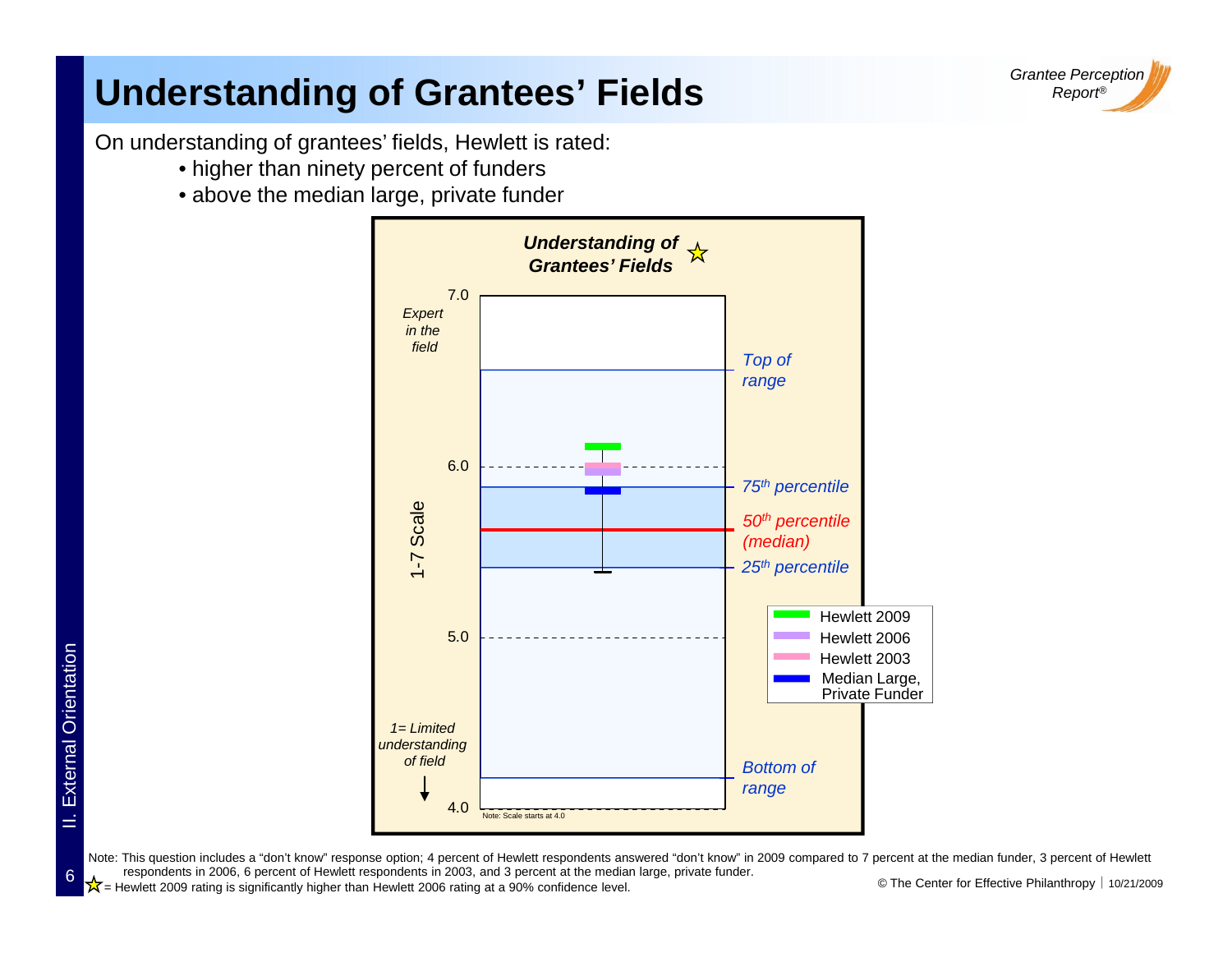# Understanding of Grantees' Fields

On understanding of grantees' fields, Hewlett is rated:

- higher than ninety percent of funders
- above the median large, private funder

***Understanding of Grantees' Fields*** ☆

1-7 Scale

7.0 — *Expert in the field*

*Top of range*

6.0

*75th percentile*

*50th percentile (median)*

*25th percentile*

5.0

*1= Limited understanding of field*

*Bottom of range*

4.0

Note: Scale starts at 4.0

- Hewlett 2009
- Hewlett 2006
- Hewlett 2003
- Median Large, Private Funder

Note: This question includes a "don't know" response option; 4 percent of Hewlett respondents answered "don't know" in 2009 compared to 7 percent at the median funder, 3 percent of Hewlett respondents in 2006, 6 percent of Hewlett respondents in 2003, and 3 percent at the median large, private funder.

☆ = Hewlett 2009 rating is significantly higher than Hewlett 2006 rating at a 90% confidence level.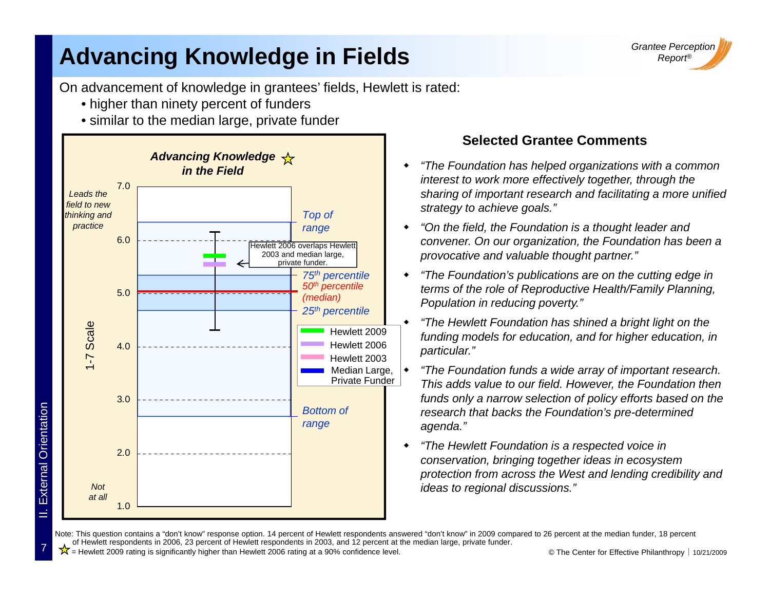# Advancing Knowledge in Fields

On advancement of knowledge in grantees' fields, Hewlett is rated:

- higher than ninety percent of funders
- similar to the median large, private funder

**Advancing Knowledge in the Field** ☆

1-7 Scale

- 7.0 — *Leads the field to new thinking and practice*
- 6.0
- 5.0
- 4.0
- 3.0
- 2.0
- 1.0 — *Not at all*

*Top of range*

*75th percentile*

*50th percentile (median)*

*25th percentile*

*Bottom of range*

Hewlett 2006 overlaps Hewlett 2003 and median large, private funder.

Legend: Hewlett 2009; Hewlett 2006; Hewlett 2003; Median Large, Private Funder

## Selected Grantee Comments

- *"The Foundation has helped organizations with a common interest to work more effectively together, through the sharing of important research and facilitating a more unified strategy to achieve goals."*
- *"On the field, the Foundation is a thought leader and convener. On our organization, the Foundation has been a provocative and valuable thought partner."*
- *"The Foundation's publications are on the cutting edge in terms of the role of Reproductive Health/Family Planning, Population in reducing poverty."*
- *"The Hewlett Foundation has shined a bright light on the funding models for education, and for higher education, in particular."*
- *"The Foundation funds a wide array of important research. This adds value to our field. However, the Foundation then funds only a narrow selection of policy efforts based on the research that backs the Foundation's pre-determined agenda."*
- *"The Hewlett Foundation is a respected voice in conservation, bringing together ideas in ecosystem protection from across the West and lending credibility and ideas to regional discussions."*

Note: This question contains a "don't know" response option. 14 percent of Hewlett respondents answered "don't know" in 2009 compared to 26 percent at the median funder, 18 percent of Hewlett respondents in 2006, 23 percent of Hewlett respondents in 2003, and 12 percent at the median large, private funder.

☆ = Hewlett 2009 rating is significantly higher than Hewlett 2006 rating at a 90% confidence level.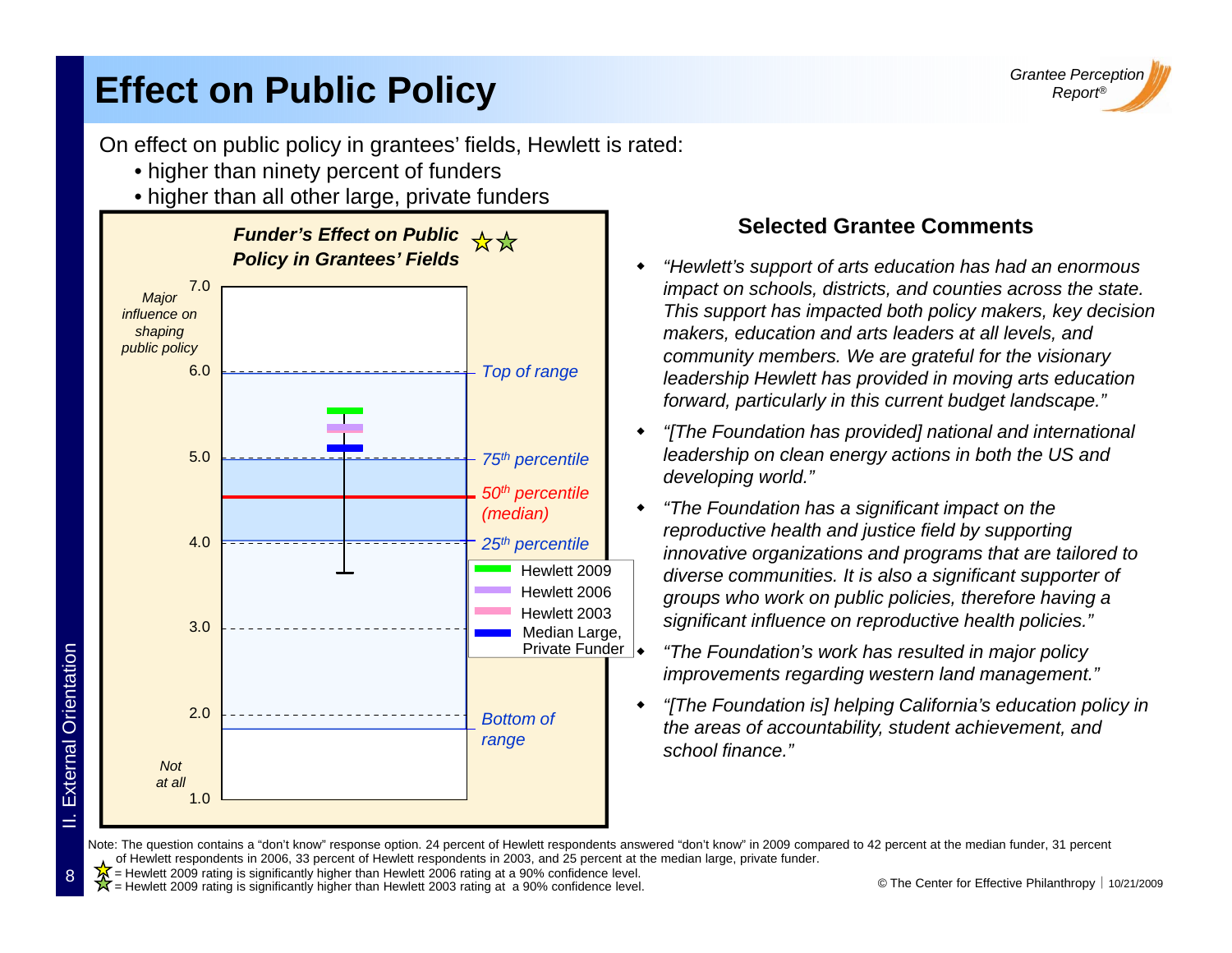# Effect on Public Policy

On effect on public policy in grantees' fields, Hewlett is rated:

- higher than ninety percent of funders
- higher than all other large, private funders

**Funder's Effect on Public Policy in Grantees' Fields** ☆☆

7.0 — Major influence on shaping public policy
6.0 — Top of range
5.0 — 75th percentile
50th percentile (median)
4.0 — 25th percentile
3.0
2.0 — Bottom of range
1.0 — Not at all

Legend: Hewlett 2009; Hewlett 2006; Hewlett 2003; Median Large, Private Funder

### Selected Grantee Comments

- *"Hewlett's support of arts education has had an enormous impact on schools, districts, and counties across the state. This support has impacted both policy makers, key decision makers, education and arts leaders at all levels, and community members. We are grateful for the visionary leadership Hewlett has provided in moving arts education forward, particularly in this current budget landscape."*
- *"[The Foundation has provided] national and international leadership on clean energy actions in both the US and developing world."*
- *"The Foundation has a significant impact on the reproductive health and justice field by supporting innovative organizations and programs that are tailored to diverse communities. It is also a significant supporter of groups who work on public policies, therefore having a significant influence on reproductive health policies."*
- *"The Foundation's work has resulted in major policy improvements regarding western land management."*
- *"[The Foundation is] helping California's education policy in the areas of accountability, student achievement, and school finance."*

Note: The question contains a "don't know" response option. 24 percent of Hewlett respondents answered "don't know" in 2009 compared to 42 percent at the median funder, 31 percent of Hewlett respondents in 2006, 33 percent of Hewlett respondents in 2003, and 25 percent at the median large, private funder.

☆ = Hewlett 2009 rating is significantly higher than Hewlett 2006 rating at a 90% confidence level.
☆ = Hewlett 2009 rating is significantly higher than Hewlett 2003 rating at a 90% confidence level.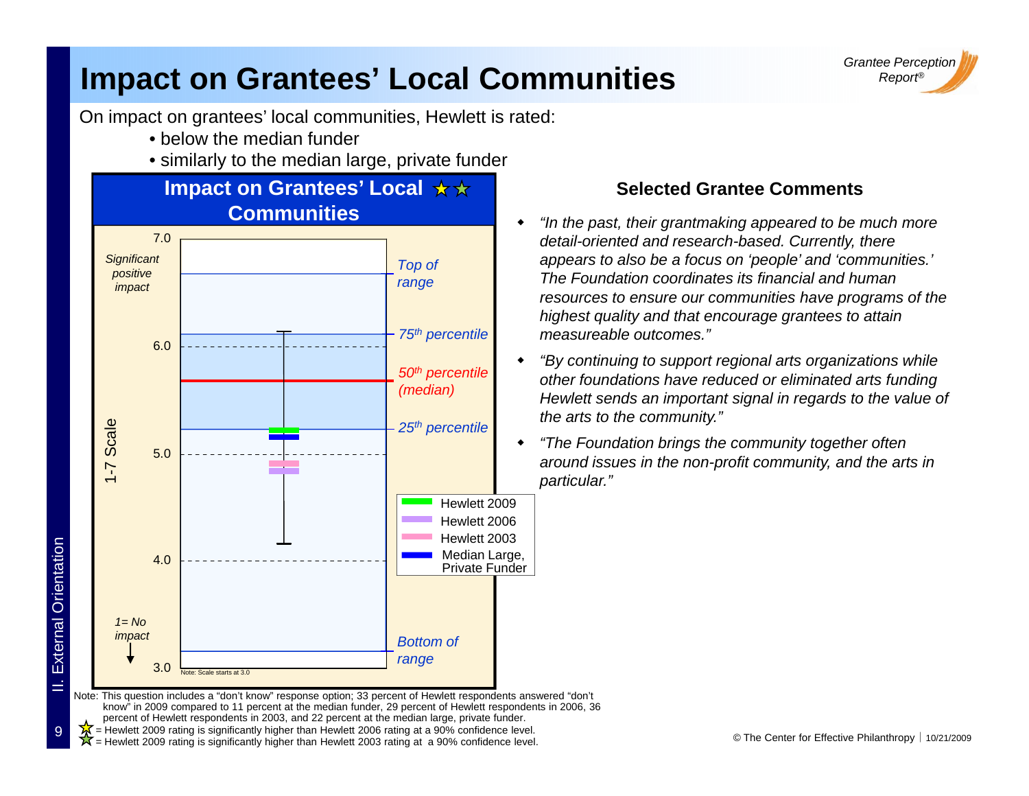# Impact on Grantees' Local Communities

On impact on grantees' local communities, Hewlett is rated:

- below the median funder
- similarly to the median large, private funder

**Impact on Grantees' Local Communities** ★★

7.0

*Significant positive impact*

*Top of range*

*75th percentile*

6.0

*50th percentile (median)*

*25th percentile*

1-7 Scale

5.0

- Hewlett 2009
- Hewlett 2006
- Hewlett 2003
- Median Large, Private Funder

4.0

*1= No impact*

*Bottom of range*

3.0

Note: Scale starts at 3.0

## Selected Grantee Comments

- *"In the past, their grantmaking appeared to be much more detail-oriented and research-based. Currently, there appears to also be a focus on 'people' and 'communities.' The Foundation coordinates its financial and human resources to ensure our communities have programs of the highest quality and that encourage grantees to attain measureable outcomes."*
- *"By continuing to support regional arts organizations while other foundations have reduced or eliminated arts funding Hewlett sends an important signal in regards to the value of the arts to the community."*
- *"The Foundation brings the community together often around issues in the non-profit community, and the arts in particular."*

Note: This question includes a "don't know" response option; 33 percent of Hewlett respondents answered "don't know" in 2009 compared to 11 percent at the median funder, 29 percent of Hewlett respondents in 2006, 36 percent of Hewlett respondents in 2003, and 22 percent at the median large, private funder.

★ = Hewlett 2009 rating is significantly higher than Hewlett 2006 rating at a 90% confidence level.

★ = Hewlett 2009 rating is significantly higher than Hewlett 2003 rating at a 90% confidence level.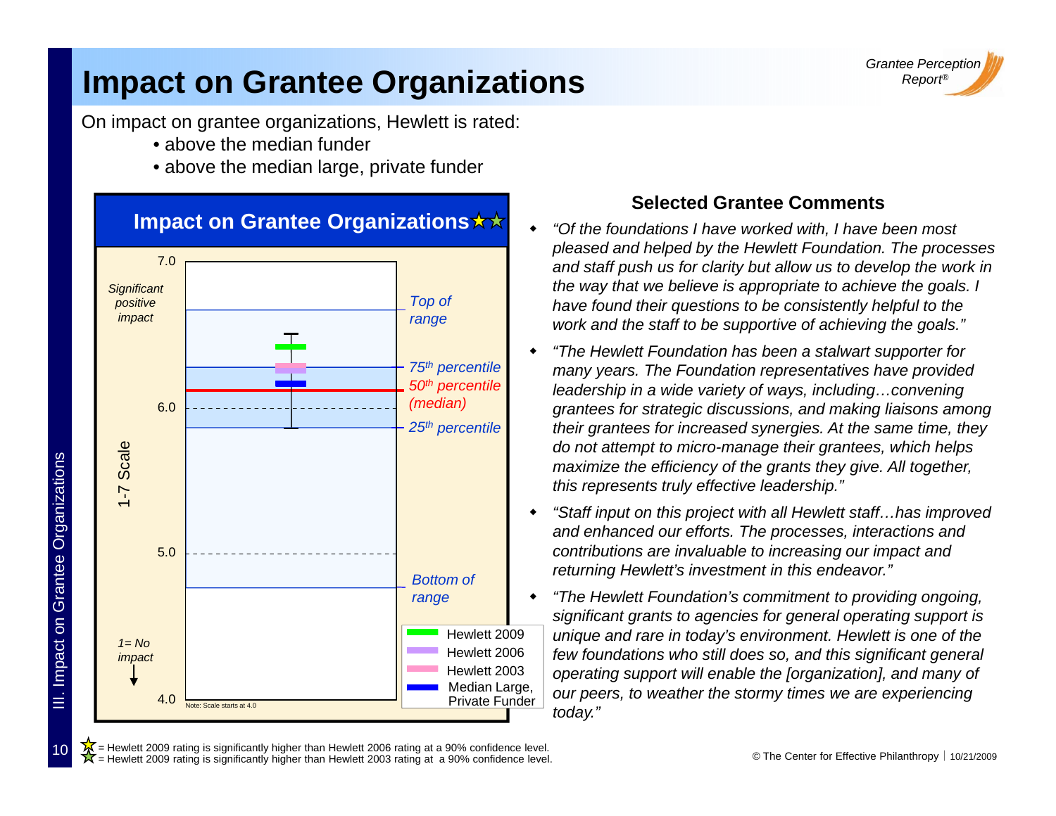# Impact on Grantee Organizations

On impact on grantee organizations, Hewlett is rated:

- above the median funder
- above the median large, private funder

**Impact on Grantee Organizations** ★★

7.0

*Significant positive impact*

*Top of range*

*75th percentile*

*50th percentile (median)*

6.0

*25th percentile*

1-7 Scale

5.0

*Bottom of range*

*1= No impact*

4.0

Note: Scale starts at 4.0

- Hewlett 2009
- Hewlett 2006
- Hewlett 2003
- Median Large, Private Funder

## Selected Grantee Comments

- *"Of the foundations I have worked with, I have been most pleased and helped by the Hewlett Foundation. The processes and staff push us for clarity but allow us to develop the work in the way that we believe is appropriate to achieve the goals. I have found their questions to be consistently helpful to the work and the staff to be supportive of achieving the goals."*
- *"The Hewlett Foundation has been a stalwart supporter for many years. The Foundation representatives have provided leadership in a wide variety of ways, including…convening grantees for strategic discussions, and making liaisons among their grantees for increased synergies. At the same time, they do not attempt to micro-manage their grantees, which helps maximize the efficiency of the grants they give. All together, this represents truly effective leadership."*
- *"Staff input on this project with all Hewlett staff…has improved and enhanced our efforts. The processes, interactions and contributions are invaluable to increasing our impact and returning Hewlett's investment in this endeavor."*
- *"The Hewlett Foundation's commitment to providing ongoing, significant grants to agencies for general operating support is unique and rare in today's environment. Hewlett is one of the few foundations who still does so, and this significant general operating support will enable the [organization], and many of our peers, to weather the stormy times we are experiencing today."*

★ = Hewlett 2009 rating is significantly higher than Hewlett 2006 rating at a 90% confidence level.
★ = Hewlett 2009 rating is significantly higher than Hewlett 2003 rating at a 90% confidence level.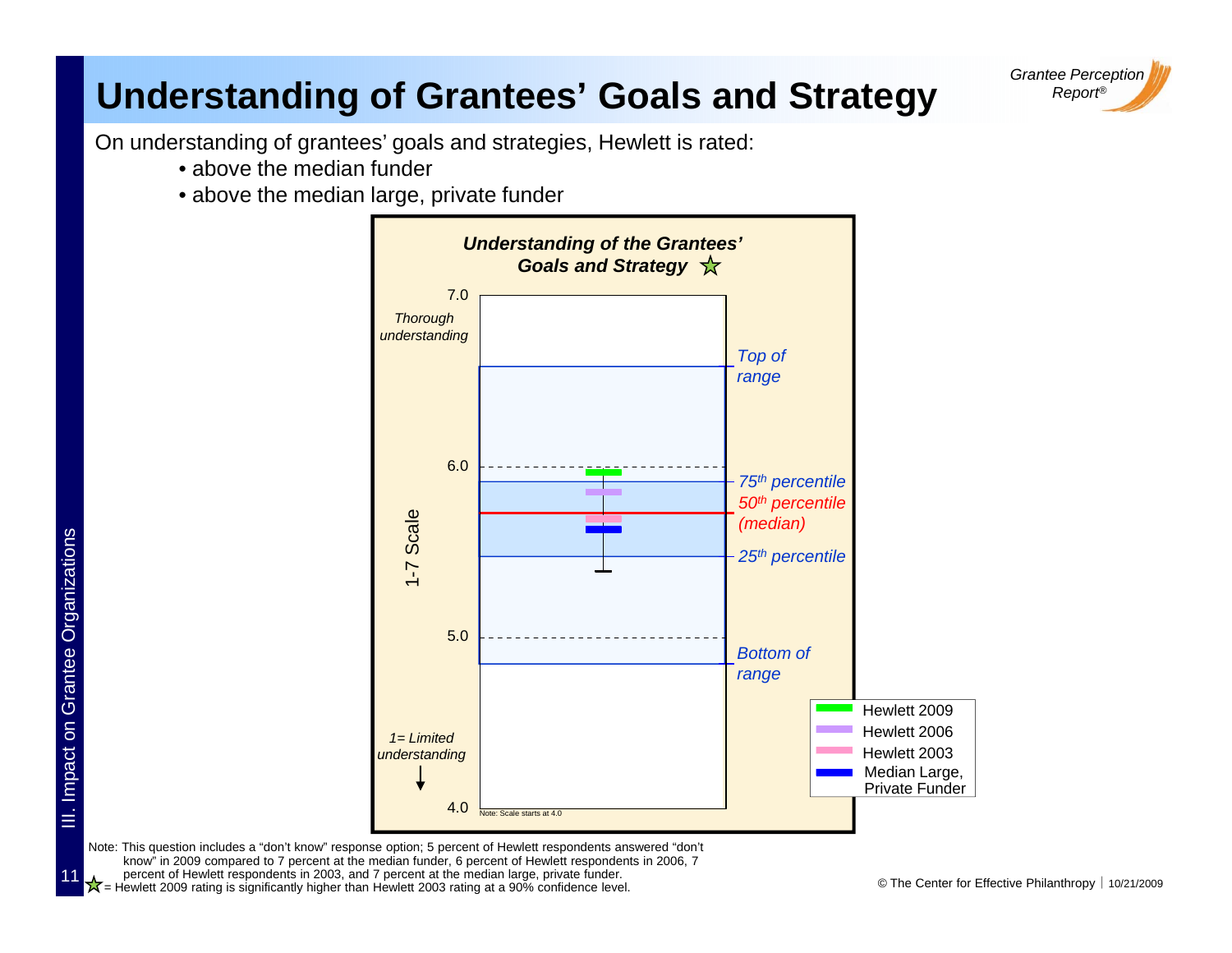# Understanding of Grantees' Goals and Strategy

On understanding of grantees' goals and strategies, Hewlett is rated:

- above the median funder
- above the median large, private funder

***Understanding of the Grantees' Goals and Strategy*** ☆

7.0
*Thorough understanding*

*Top of range*

6.0

*75th percentile*
*50th percentile (median)*
*25th percentile*

1-7 Scale

5.0

*Bottom of range*

*1= Limited understanding*

4.0

Note: Scale starts at 4.0

- Hewlett 2009
- Hewlett 2006
- Hewlett 2003
- Median Large, Private Funder

Note: This question includes a "don't know" response option; 5 percent of Hewlett respondents answered "don't know" in 2009 compared to 7 percent at the median funder, 6 percent of Hewlett respondents in 2006, 7 percent of Hewlett respondents in 2003, and 7 percent at the median large, private funder.

☆ = Hewlett 2009 rating is significantly higher than Hewlett 2003 rating at a 90% confidence level.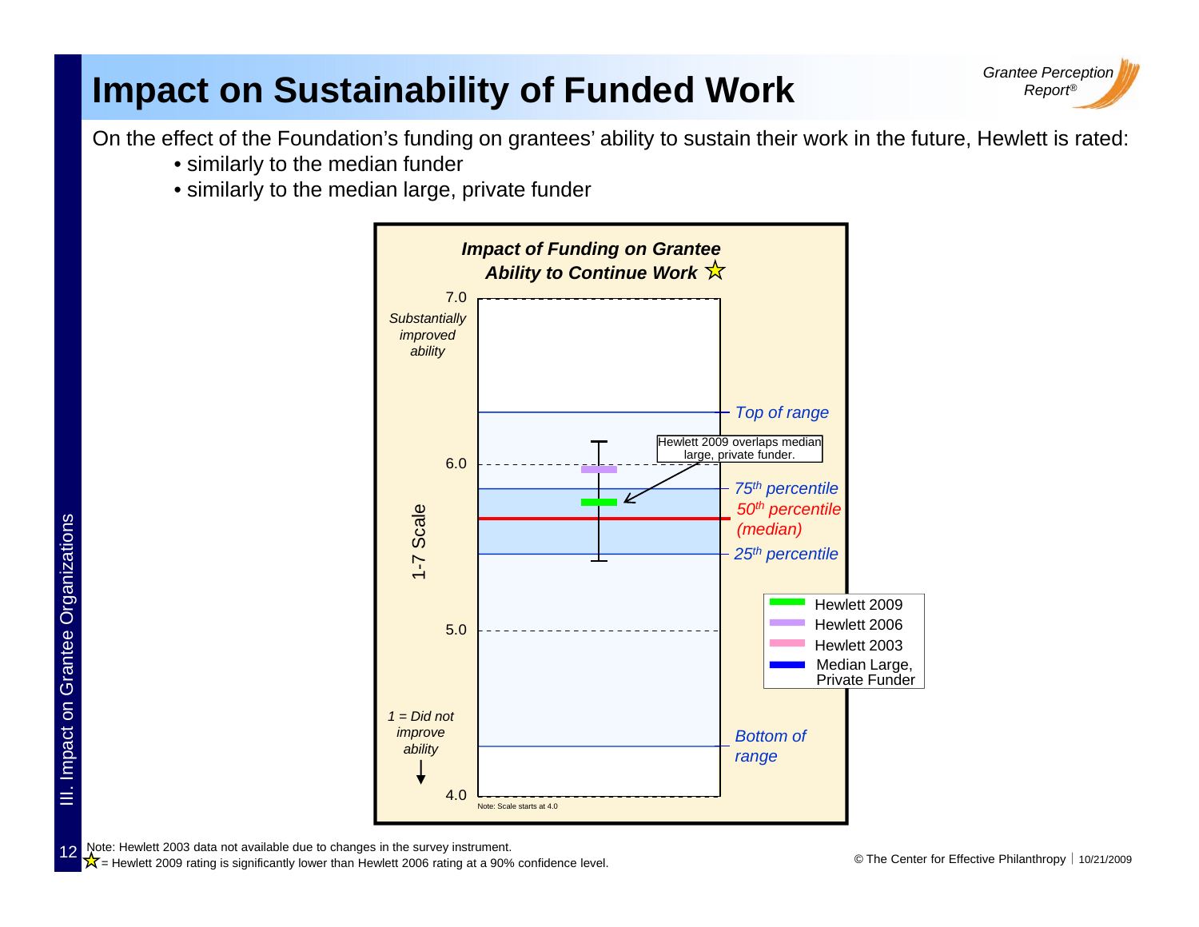# Impact on Sustainability of Funded Work

On the effect of the Foundation's funding on grantees' ability to sustain their work in the future, Hewlett is rated:

- similarly to the median funder
- similarly to the median large, private funder

***Impact of Funding on Grantee Ability to Continue Work*** ☆

7.0

*Substantially improved ability*

*Top of range*

Hewlett 2009 overlaps median large, private funder.

6.0

*75th percentile*

*50th percentile (median)*

1-7 Scale

*25th percentile*

5.0

- Hewlett 2009
- Hewlett 2006
- Hewlett 2003
- Median Large, Private Funder

*1 = Did not improve ability*

*Bottom of range*

4.0

Note: Scale starts at 4.0

Note: Hewlett 2003 data not available due to changes in the survey instrument.

☆ = Hewlett 2009 rating is significantly lower than Hewlett 2006 rating at a 90% confidence level.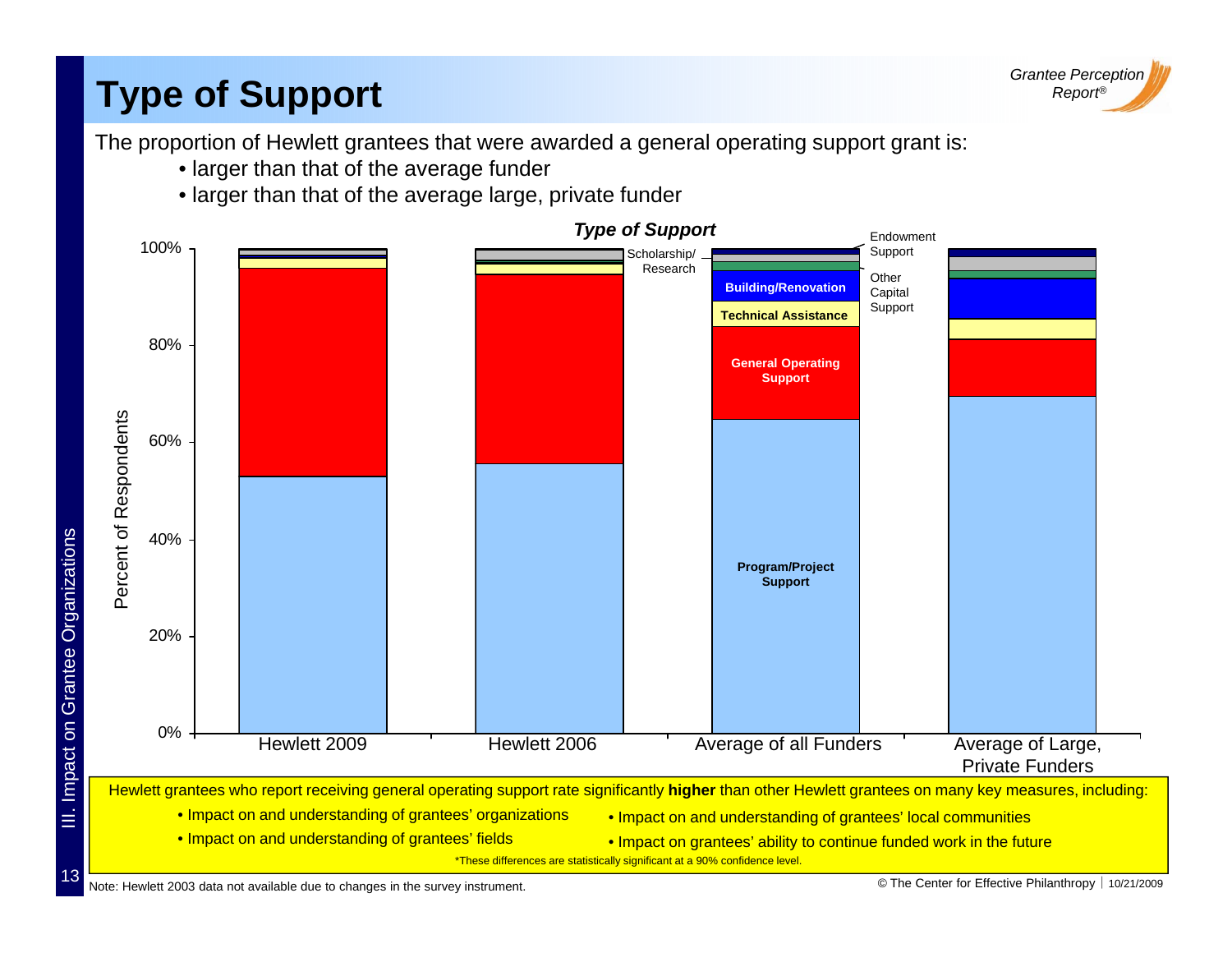# Type of Support

The proportion of Hewlett grantees that were awarded a general operating support grant is:

- larger than that of the average funder
- larger than that of the average large, private funder

***Type of Support***

Percent of Respondents: 0%, 20%, 40%, 60%, 80%, 100%

Categories: Hewlett 2009, Hewlett 2006, Average of all Funders, Average of Large, Private Funders

Legend: Endowment Support; Scholarship/ Research; Other Capital Support; Building/Renovation; Technical Assistance; General Operating Support; Program/Project Support

Hewlett grantees who report receiving general operating support rate significantly **higher** than other Hewlett grantees on many key measures, including:

- Impact on and understanding of grantees' organizations
- Impact on and understanding of grantees' fields
- Impact on and understanding of grantees' local communities
- Impact on grantees' ability to continue funded work in the future

*These differences are statistically significant at a 90% confidence level.

Note: Hewlett 2003 data not available due to changes in the survey instrument.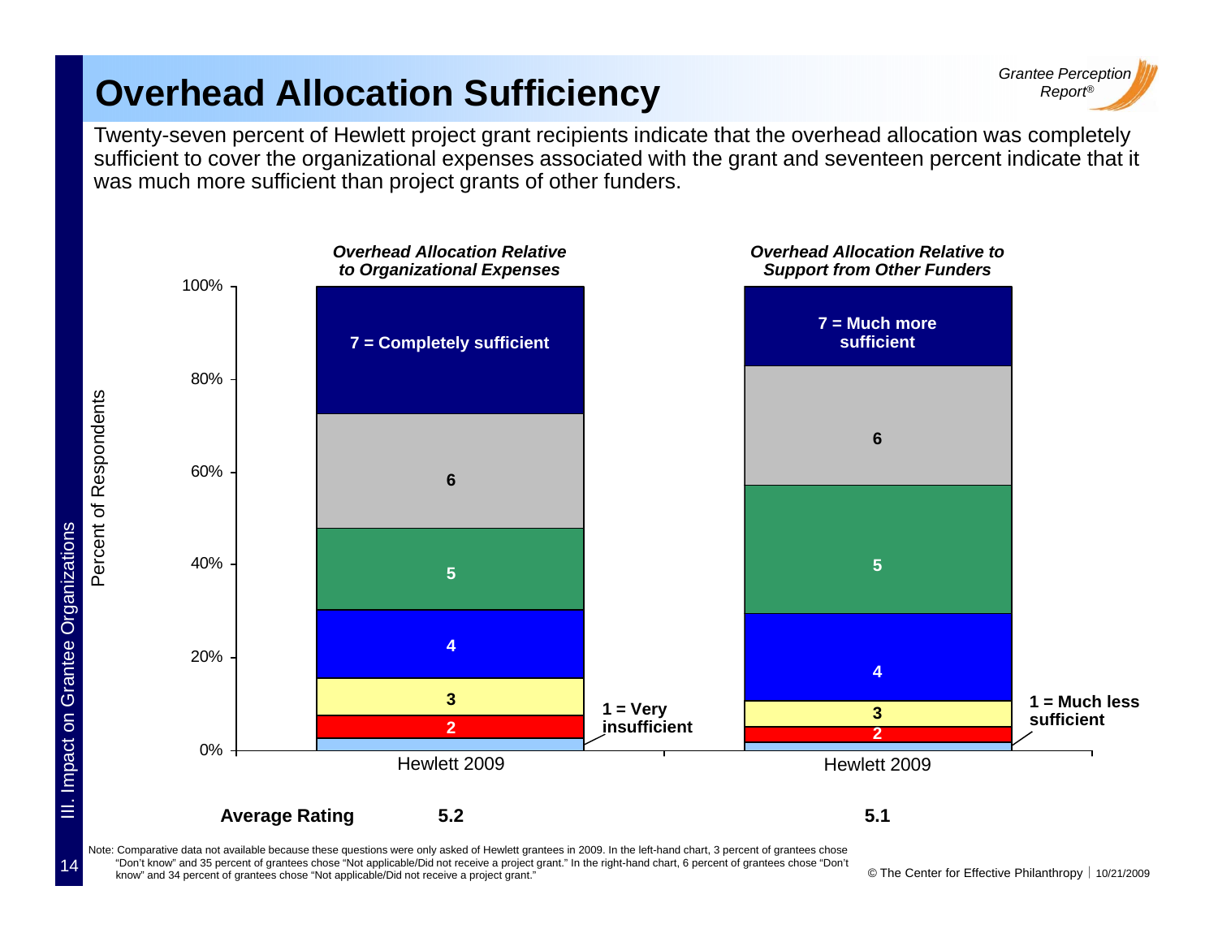# Overhead Allocation Sufficiency

Twenty-seven percent of Hewlett project grant recipients indicate that the overhead allocation was completely sufficient to cover the organizational expenses associated with the grant and seventeen percent indicate that it was much more sufficient than project grants of other funders.

*Overhead Allocation Relative to Organizational Expenses* — Hewlett 2009

*Overhead Allocation Relative to Support from Other Funders* — Hewlett 2009

Percent of Respondents

Scale: 7 = Completely sufficient / 7 = Much more sufficient; 6; 5; 4; 3; 2; 1 = Very insufficient / 1 = Much less sufficient

| | Hewlett 2009 (Organizational Expenses) | Hewlett 2009 (Other Funders) |
|---|---|---|
| **Average Rating** | **5.2** | **5.1** |

Note: Comparative data not available because these questions were only asked of Hewlett grantees in 2009. In the left-hand chart, 3 percent of grantees chose "Don't know" and 35 percent of grantees chose "Not applicable/Did not receive a project grant." In the right-hand chart, 6 percent of grantees chose "Don't know" and 34 percent of grantees chose "Not applicable/Did not receive a project grant."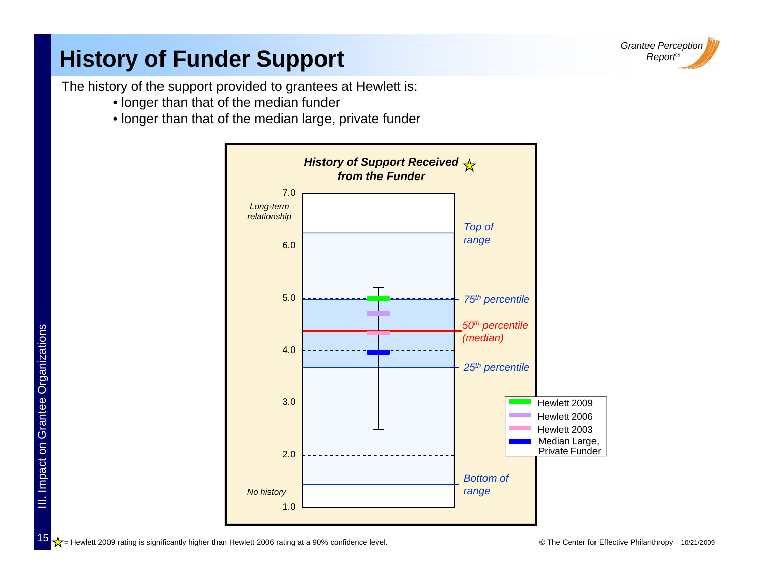# History of Funder Support

The history of the support provided to grantees at Hewlett is:

- longer than that of the median funder
- longer than that of the median large, private funder

**History of Support Received from the Funder** ☆

| | |
|---|---|
| 7.0 | Long-term relationship |
| Top of range | |
| 6.0 | |
| 5.0 | 75th percentile |
| 50th percentile (median) | |
| 4.0 | |
| 25th percentile | |
| 3.0 | |
| 2.0 | |
| Bottom of range | |
| 1.0 | No history |

Legend: Hewlett 2009; Hewlett 2006; Hewlett 2003; Median Large, Private Funder

☆= Hewlett 2009 rating is significantly higher than Hewlett 2006 rating at a 90% confidence level.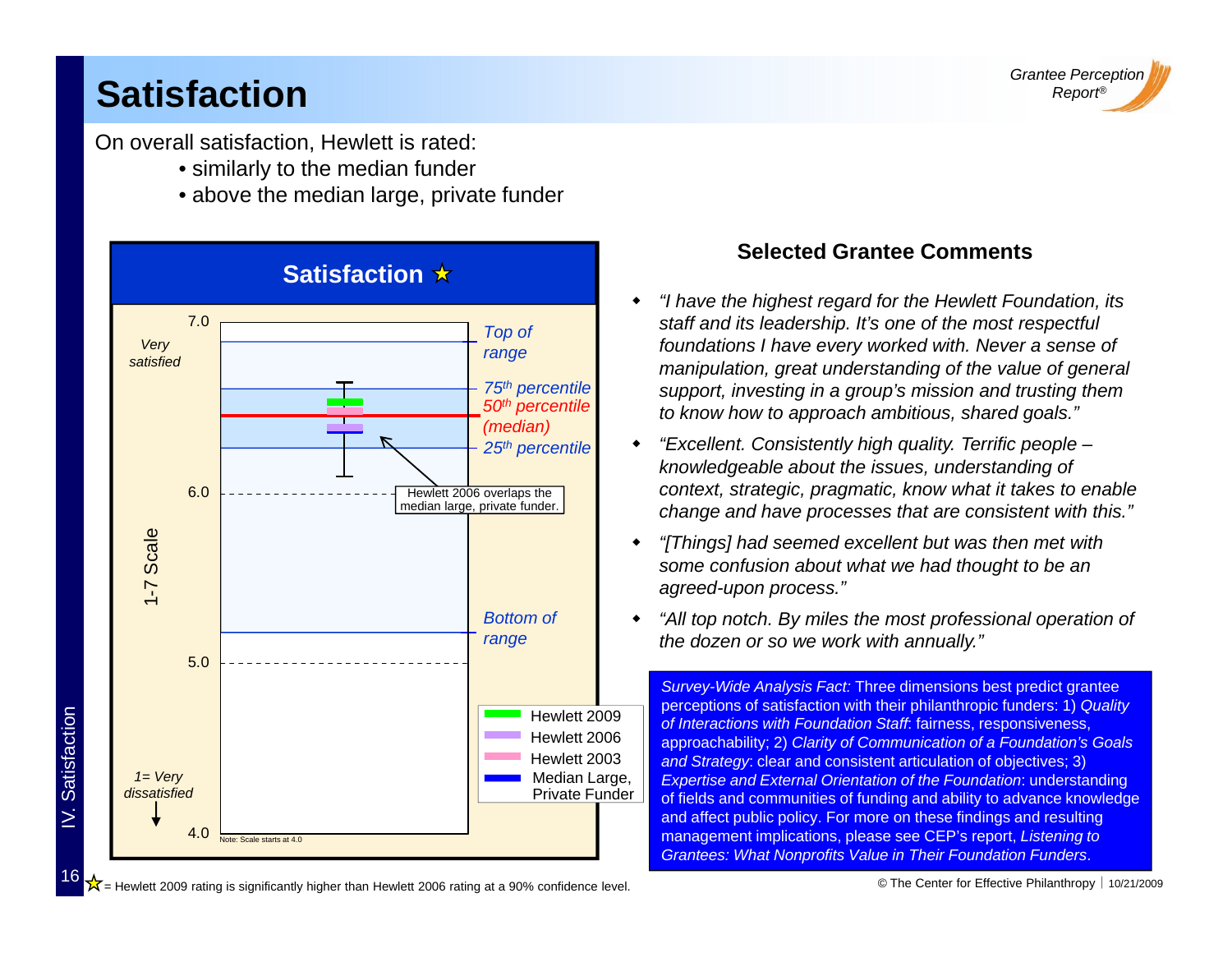# Satisfaction

On overall satisfaction, Hewlett is rated:

- similarly to the median funder
- above the median large, private funder

## Satisfaction ★

7.0

Very satisfied

Top of range

75th percentile

50th percentile (median)

25th percentile

6.0

Hewlett 2006 overlaps the median large, private funder.

1-7 Scale

Bottom of range

5.0

- Hewlett 2009
- Hewlett 2006
- Hewlett 2003
- Median Large, Private Funder

1= Very dissatisfied

4.0

Note: Scale starts at 4.0

### Selected Grantee Comments

- *"I have the highest regard for the Hewlett Foundation, its staff and its leadership. It's one of the most respectful foundations I have every worked with. Never a sense of manipulation, great understanding of the value of general support, investing in a group's mission and trusting them to know how to approach ambitious, shared goals."*
- *"Excellent. Consistently high quality. Terrific people – knowledgeable about the issues, understanding of context, strategic, pragmatic, know what it takes to enable change and have processes that are consistent with this."*
- *"[Things] had seemed excellent but was then met with some confusion about what we had thought to be an agreed-upon process."*
- *"All top notch. By miles the most professional operation of the dozen or so we work with annually."*

*Survey-Wide Analysis Fact:* Three dimensions best predict grantee perceptions of satisfaction with their philanthropic funders: 1) *Quality of Interactions with Foundation Staff*: fairness, responsiveness, approachability; 2) *Clarity of Communication of a Foundation's Goals and Strategy*: clear and consistent articulation of objectives; 3) *Expertise and External Orientation of the Foundation*: understanding of fields and communities of funding and ability to advance knowledge and affect public policy. For more on these findings and resulting management implications, please see CEP's report, *Listening to Grantees: What Nonprofits Value in Their Foundation Funders*.

★ = Hewlett 2009 rating is significantly higher than Hewlett 2006 rating at a 90% confidence level.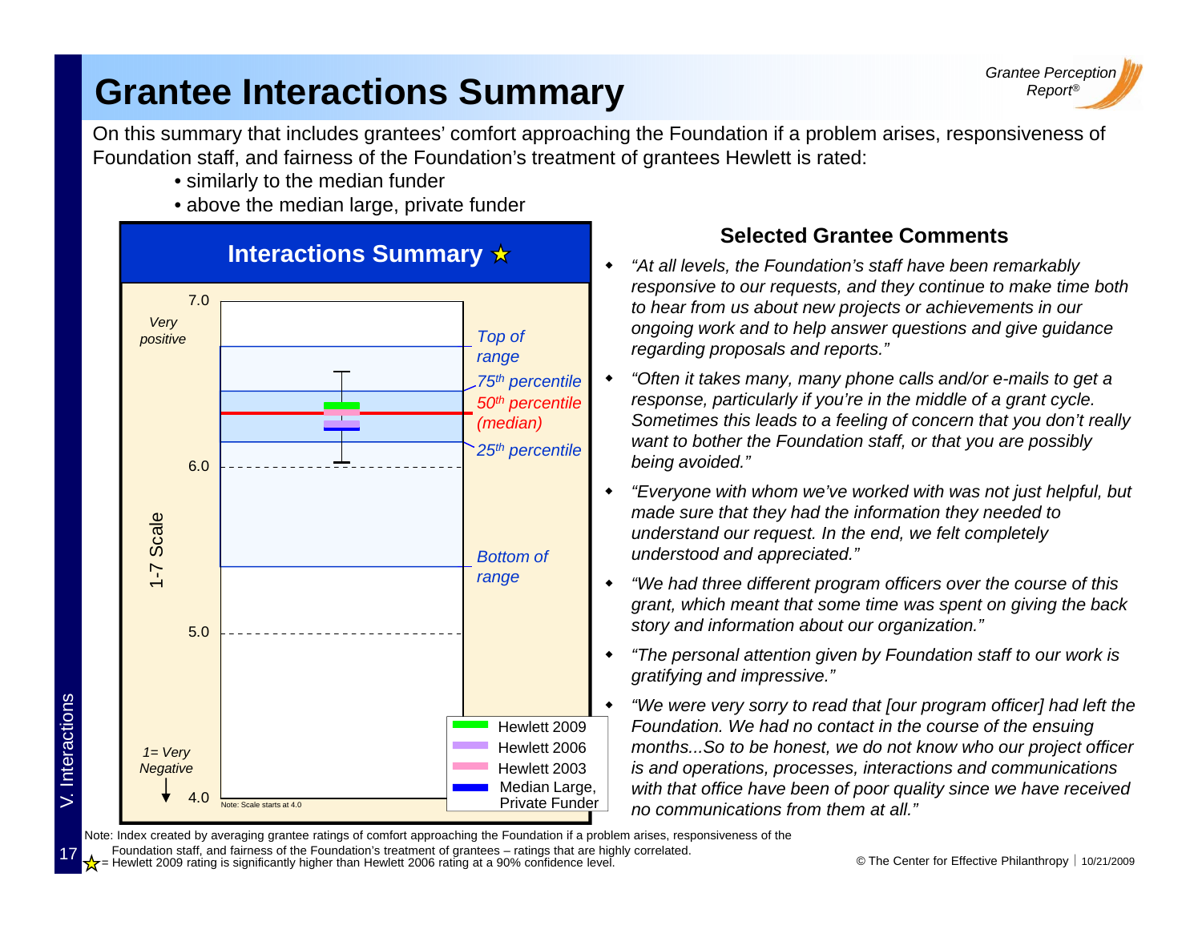# Grantee Interactions Summary

On this summary that includes grantees' comfort approaching the Foundation if a problem arises, responsiveness of Foundation staff, and fairness of the Foundation's treatment of grantees Hewlett is rated:

- similarly to the median funder
- above the median large, private funder

**Interactions Summary ★**

1-7 Scale

7.0 — Very positive

6.0

5.0

4.0 — 1= Very Negative

Note: Scale starts at 4.0

Top of range

75th percentile

50th percentile (median)

25th percentile

Bottom of range

- Hewlett 2009
- Hewlett 2006
- Hewlett 2003
- Median Large, Private Funder

### Selected Grantee Comments

- *"At all levels, the Foundation's staff have been remarkably responsive to our requests, and they continue to make time both to hear from us about new projects or achievements in our ongoing work and to help answer questions and give guidance regarding proposals and reports."*
- *"Often it takes many, many phone calls and/or e-mails to get a response, particularly if you're in the middle of a grant cycle. Sometimes this leads to a feeling of concern that you don't really want to bother the Foundation staff, or that you are possibly being avoided."*
- *"Everyone with whom we've worked with was not just helpful, but made sure that they had the information they needed to understand our request. In the end, we felt completely understood and appreciated."*
- *"We had three different program officers over the course of this grant, which meant that some time was spent on giving the back story and information about our organization."*
- *"The personal attention given by Foundation staff to our work is gratifying and impressive."*
- *"We were very sorry to read that [our program officer] had left the Foundation. We had no contact in the course of the ensuing months...So to be honest, we do not know who our project officer is and operations, processes, interactions and communications with that office have been of poor quality since we have received no communications from them at all."*

Note: Index created by averaging grantee ratings of comfort approaching the Foundation if a problem arises, responsiveness of the Foundation staff, and fairness of the Foundation's treatment of grantees – ratings that are highly correlated.

★ = Hewlett 2009 rating is significantly higher than Hewlett 2006 rating at a 90% confidence level.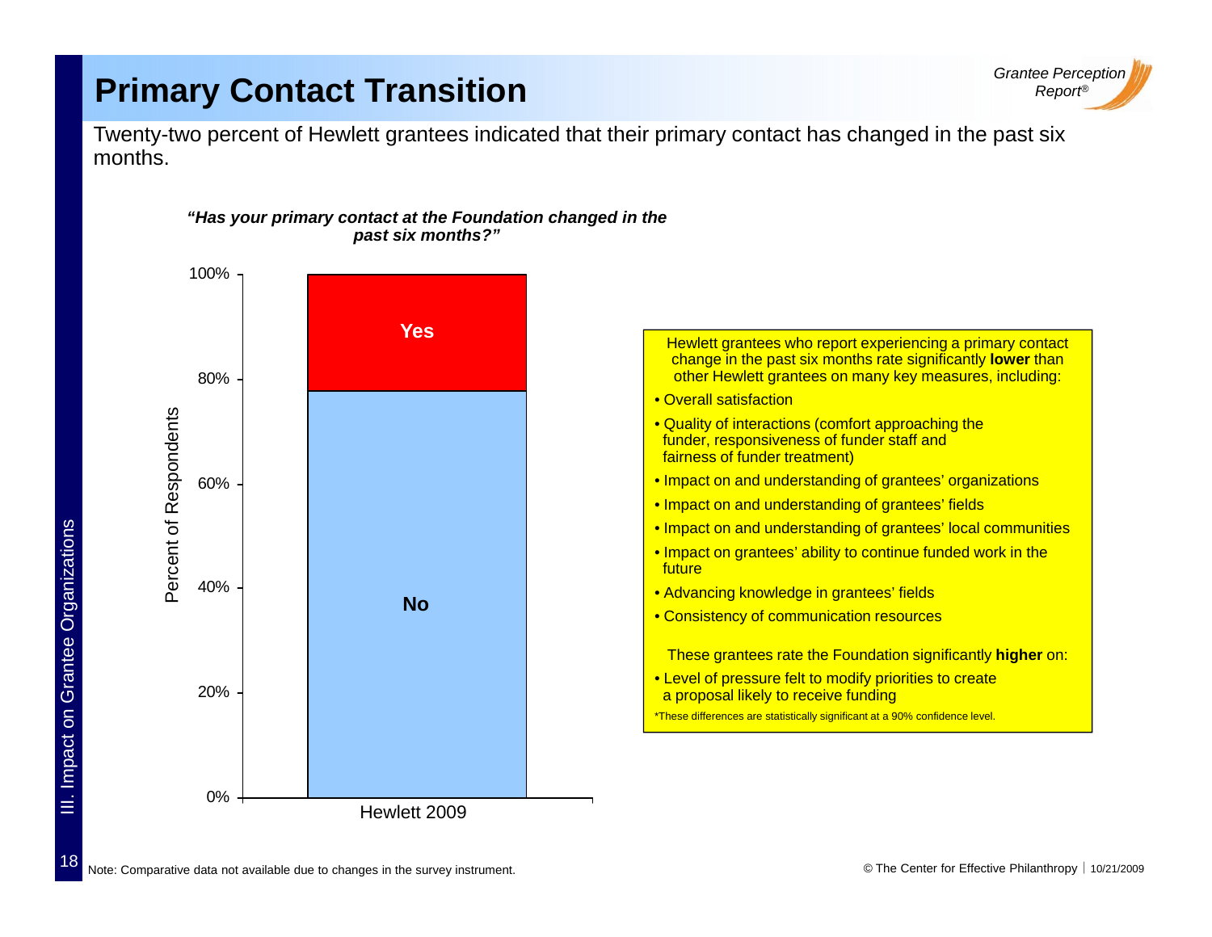# Primary Contact Transition

Twenty-two percent of Hewlett grantees indicated that their primary contact has changed in the past six months.

***"Has your primary contact at the Foundation changed in the past six months?"***

| | Hewlett 2009 |
|---|---|
| Yes | 22% |
| No | 78% |

Percent of Respondents

Hewlett grantees who report experiencing a primary contact change in the past six months rate significantly **lower** than other Hewlett grantees on many key measures, including:

- Overall satisfaction
- Quality of interactions (comfort approaching the funder, responsiveness of funder staff and fairness of funder treatment)
- Impact on and understanding of grantees' organizations
- Impact on and understanding of grantees' fields
- Impact on and understanding of grantees' local communities
- Impact on grantees' ability to continue funded work in the future
- Advancing knowledge in grantees' fields
- Consistency of communication resources

These grantees rate the Foundation significantly **higher** on:

- Level of pressure felt to modify priorities to create a proposal likely to receive funding

*These differences are statistically significant at a 90% confidence level.

Note: Comparative data not available due to changes in the survey instrument.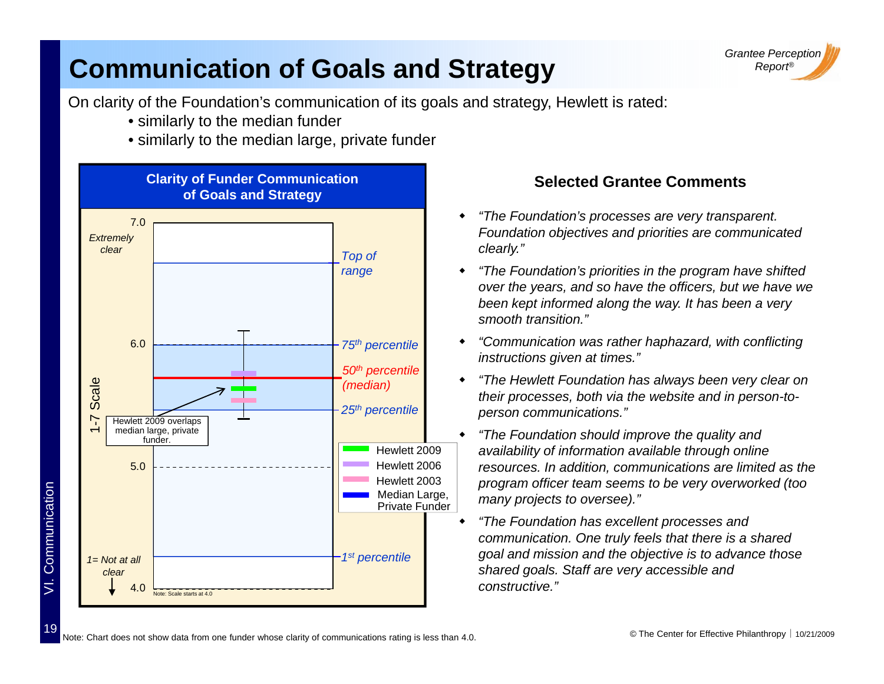# Communication of Goals and Strategy

On clarity of the Foundation's communication of its goals and strategy, Hewlett is rated:

- similarly to the median funder
- similarly to the median large, private funder

**Clarity of Funder Communication of Goals and Strategy**

7.0 Extremely clear

Top of range

6.0

75th percentile

50th percentile (median)

25th percentile

1-7 Scale

Hewlett 2009 overlaps median large, private funder.

5.0

Hewlett 2009
Hewlett 2006
Hewlett 2003
Median Large, Private Funder

1= Not at all clear

1st percentile

4.0

Note: Scale starts at 4.0

### Selected Grantee Comments

- *"The Foundation's processes are very transparent. Foundation objectives and priorities are communicated clearly."*
- *"The Foundation's priorities in the program have shifted over the years, and so have the officers, but we have we been kept informed along the way. It has been a very smooth transition."*
- *"Communication was rather haphazard, with conflicting instructions given at times."*
- *"The Hewlett Foundation has always been very clear on their processes, both via the website and in person-to-person communications."*
- *"The Foundation should improve the quality and availability of information available through online resources. In addition, communications are limited as the program officer team seems to be very overworked (too many projects to oversee)."*
- *"The Foundation has excellent processes and communication. One truly feels that there is a shared goal and mission and the objective is to advance those shared goals. Staff are very accessible and constructive."*

Note: Chart does not show data from one funder whose clarity of communications rating is less than 4.0.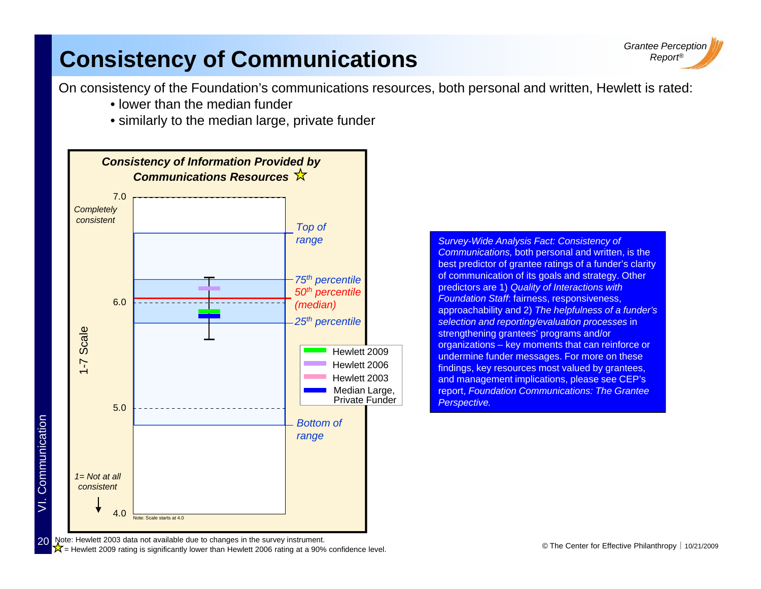# Consistency of Communications

On consistency of the Foundation's communications resources, both personal and written, Hewlett is rated:

- lower than the median funder
- similarly to the median large, private funder

**Consistency of Information Provided by Communications Resources** ☆

7.0 — *Completely consistent*

*Top of range*

*75th percentile*

*50th percentile (median)*

6.0

*25th percentile*

1-7 Scale

| | |
|---|---|
| Hewlett 2009 | |
| Hewlett 2006 | |
| Hewlett 2003 | |
| Median Large, Private Funder | |

5.0

*Bottom of range*

*1= Not at all consistent*

4.0

Note: Scale starts at 4.0

*Survey-Wide Analysis Fact: Consistency of Communications,* both personal and written, is the best predictor of grantee ratings of a funder's clarity of communication of its goals and strategy. Other predictors are 1) *Quality of Interactions with Foundation Staff*: fairness, responsiveness, approachability and 2) *The helpfulness of a funder's selection and reporting/evaluation processes* in strengthening grantees' programs and/or organizations – key moments that can reinforce or undermine funder messages. For more on these findings, key resources most valued by grantees, and management implications, please see CEP's report, *Foundation Communications: The Grantee Perspective.*

Note: Hewlett 2003 data not available due to changes in the survey instrument.
☆ = Hewlett 2009 rating is significantly lower than Hewlett 2006 rating at a 90% confidence level.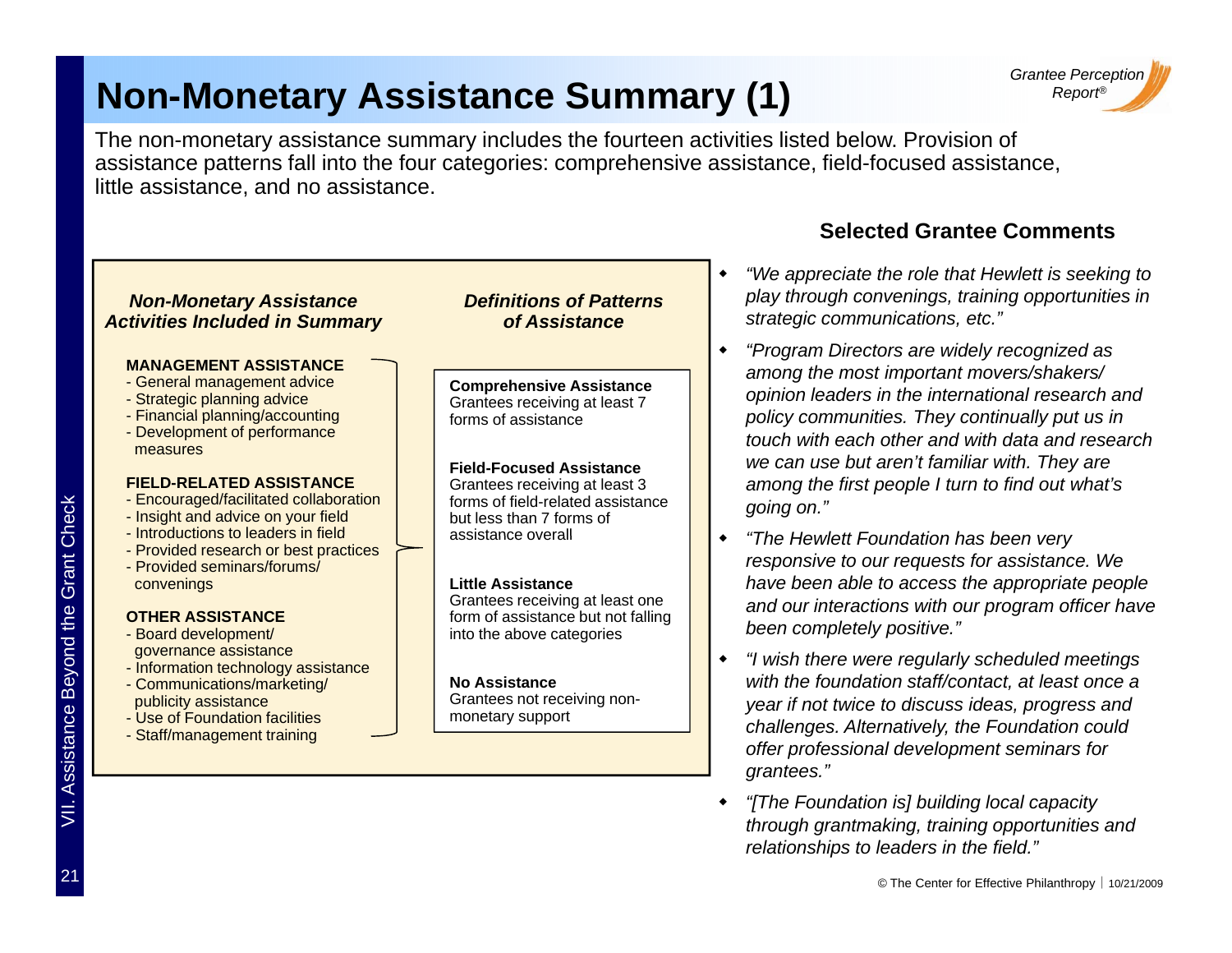# Non-Monetary Assistance Summary (1)

The non-monetary assistance summary includes the fourteen activities listed below. Provision of assistance patterns fall into the four categories: comprehensive assistance, field-focused assistance, little assistance, and no assistance.

### *Non-Monetary Assistance Activities Included in Summary*

**MANAGEMENT ASSISTANCE**
- General management advice
- Strategic planning advice
- Financial planning/accounting
- Development of performance measures

**FIELD-RELATED ASSISTANCE**
- Encouraged/facilitated collaboration
- Insight and advice on your field
- Introductions to leaders in field
- Provided research or best practices
- Provided seminars/forums/ convenings

**OTHER ASSISTANCE**
- Board development/ governance assistance
- Information technology assistance
- Communications/marketing/ publicity assistance
- Use of Foundation facilities
- Staff/management training

### *Definitions of Patterns of Assistance*

**Comprehensive Assistance**
Grantees receiving at least 7 forms of assistance

**Field-Focused Assistance**
Grantees receiving at least 3 forms of field-related assistance but less than 7 forms of assistance overall

**Little Assistance**
Grantees receiving at least one form of assistance but not falling into the above categories

**No Assistance**
Grantees not receiving non-monetary support

### Selected Grantee Comments

- *"We appreciate the role that Hewlett is seeking to play through convenings, training opportunities in strategic communications, etc."*
- *"Program Directors are widely recognized as among the most important movers/shakers/ opinion leaders in the international research and policy communities. They continually put us in touch with each other and with data and research we can use but aren't familiar with. They are among the first people I turn to find out what's going on."*
- *"The Hewlett Foundation has been very responsive to our requests for assistance. We have been able to access the appropriate people and our interactions with our program officer have been completely positive."*
- *"I wish there were regularly scheduled meetings with the foundation staff/contact, at least once a year if not twice to discuss ideas, progress and challenges. Alternatively, the Foundation could offer professional development seminars for grantees."*
- *"[The Foundation is] building local capacity through grantmaking, training opportunities and relationships to leaders in the field."*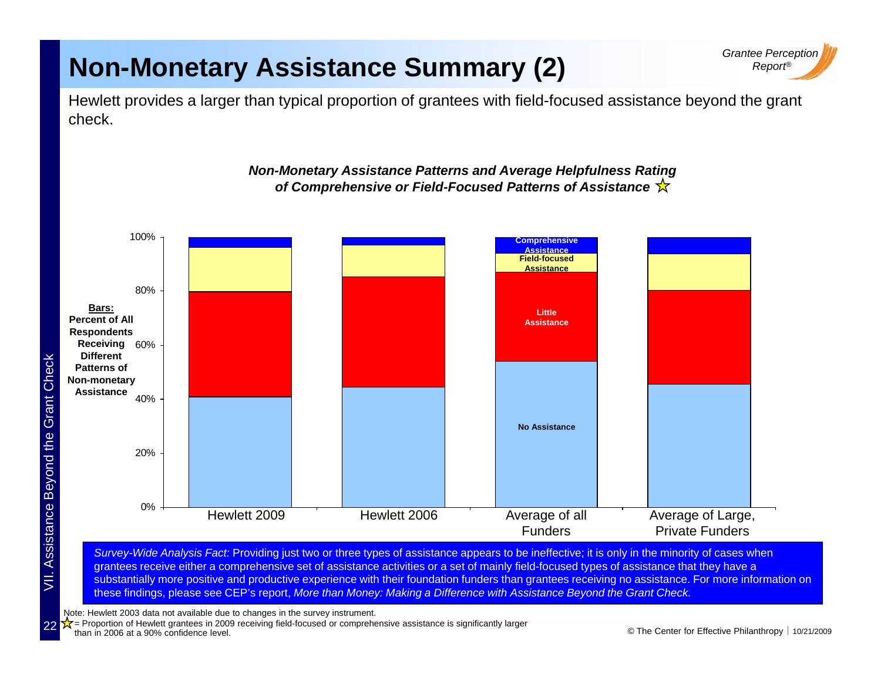# Non-Monetary Assistance Summary (2)

Hewlett provides a larger than typical proportion of grantees with field-focused assistance beyond the grant check.

***Non-Monetary Assistance Patterns and Average Helpfulness Rating of Comprehensive or Field-Focused Patterns of Assistance*** ☆

**Bars:** Percent of All Respondents Receiving Different Patterns of Non-monetary Assistance

| | Hewlett 2009 | Hewlett 2006 | Average of all Funders | Average of Large, Private Funders |
|---|---|---|---|---|
| Comprehensive Assistance | | | | |
| Field-focused Assistance | | | | |
| Little Assistance | | | | |
| No Assistance | | | | |

*Survey-Wide Analysis Fact:* Providing just two or three types of assistance appears to be ineffective; it is only in the minority of cases when grantees receive either a comprehensive set of assistance activities or a set of mainly field-focused types of assistance that they have a substantially more positive and productive experience with their foundation funders than grantees receiving no assistance. For more information on these findings, please see CEP's report, *More than Money: Making a Difference with Assistance Beyond the Grant Check.*

Note: Hewlett 2003 data not available due to changes in the survey instrument.

☆ = Proportion of Hewlett grantees in 2009 receiving field-focused or comprehensive assistance is significantly larger than in 2006 at a 90% confidence level.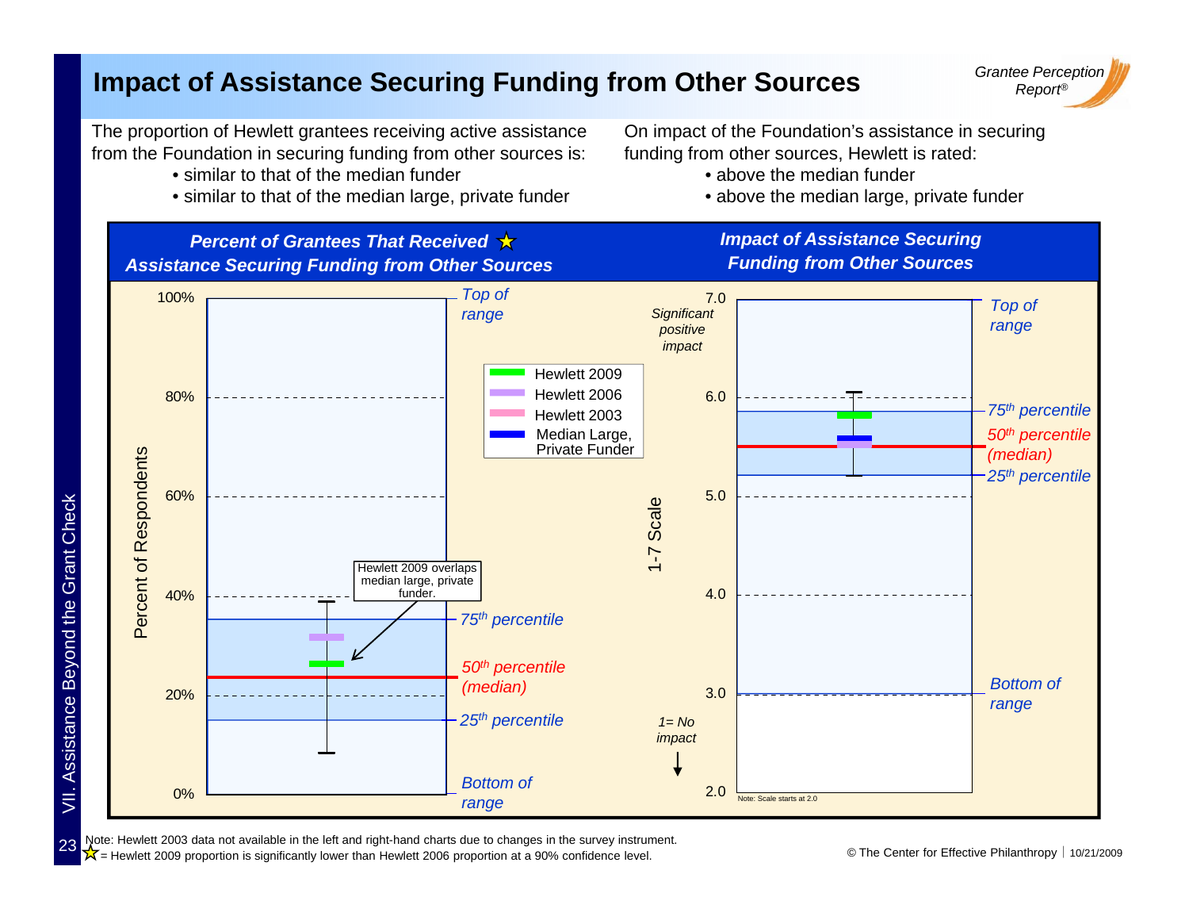# Impact of Assistance Securing Funding from Other Sources

The proportion of Hewlett grantees receiving active assistance from the Foundation in securing funding from other sources is:

- similar to that of the median funder
- similar to that of the median large, private funder

On impact of the Foundation's assistance in securing funding from other sources, Hewlett is rated:

- above the median funder
- above the median large, private funder

***Percent of Grantees That Received ★ Assistance Securing Funding from Other Sources***

Percent of Respondents: 0%, 20%, 40%, 60%, 80%, 100%

*Top of range*, *75th percentile*, *50th percentile (median)*, *25th percentile*, *Bottom of range*

Hewlett 2009 overlaps median large, private funder.

Legend: Hewlett 2009; Hewlett 2006; Hewlett 2003; Median Large, Private Funder

***Impact of Assistance Securing Funding from Other Sources***

1-7 Scale: 2.0, 3.0, 4.0, 5.0, 6.0, 7.0

*Significant positive impact* (7.0); *1= No impact*

*Top of range*, *75th percentile*, *50th percentile (median)*, *25th percentile*, *Bottom of range*

Note: Scale starts at 2.0

Note: Hewlett 2003 data not available in the left and right-hand charts due to changes in the survey instrument.

★ = Hewlett 2009 proportion is significantly lower than Hewlett 2006 proportion at a 90% confidence level.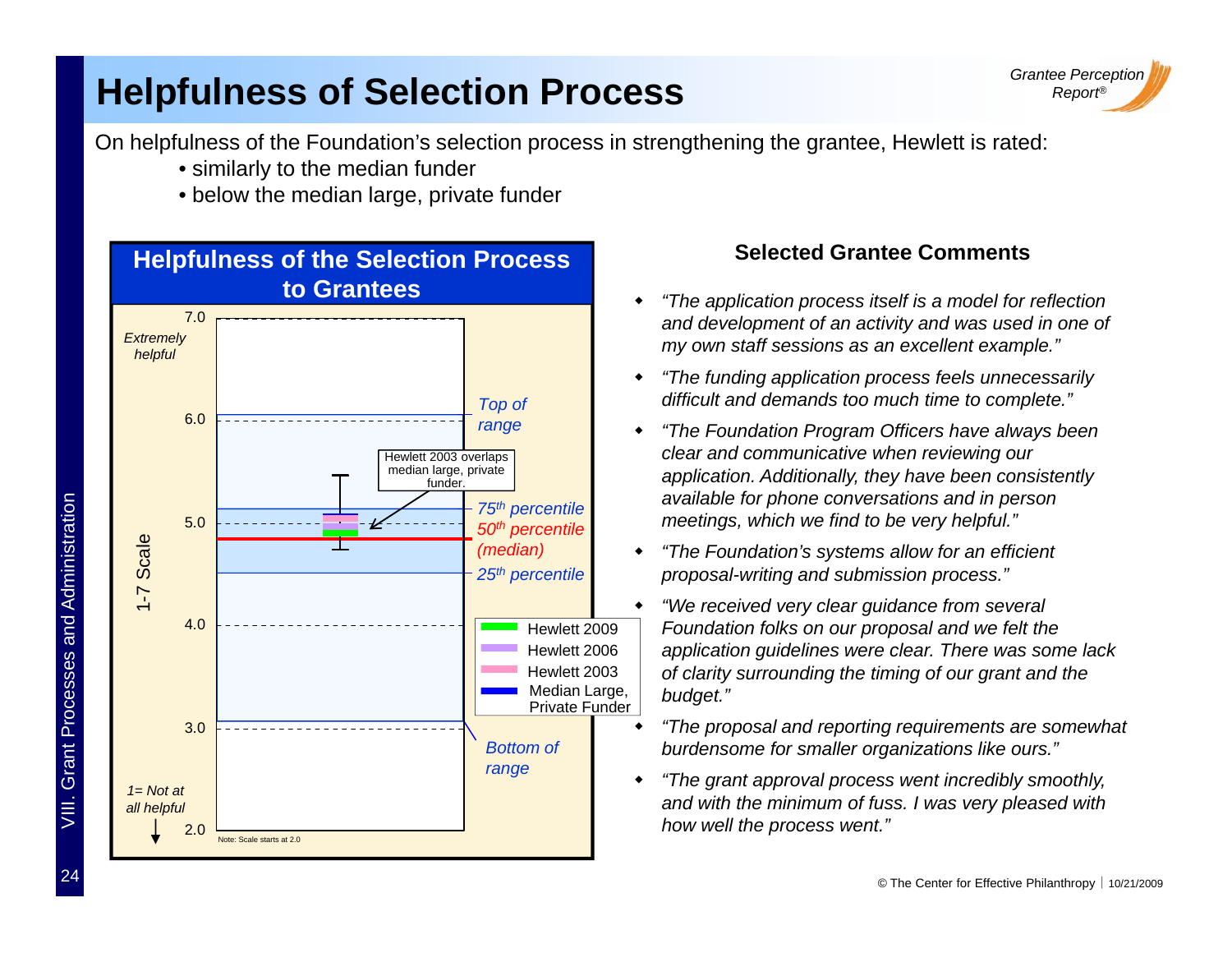# Helpfulness of Selection Process

On helpfulness of the Foundation's selection process in strengthening the grantee, Hewlett is rated:

- similarly to the median funder
- below the median large, private funder

## Helpfulness of the Selection Process to Grantees

1-7 Scale

7.0 – *Extremely helpful*

6.0

5.0

4.0

3.0

2.0 – *1= Not at all helpful*

*Top of range*

*75th percentile*

*50th percentile (median)*

*25th percentile*

*Bottom of range*

Hewlett 2003 overlaps median large, private funder.

- Hewlett 2009
- Hewlett 2006
- Hewlett 2003
- Median Large, Private Funder

Note: Scale starts at 2.0

### Selected Grantee Comments

- *"The application process itself is a model for reflection and development of an activity and was used in one of my own staff sessions as an excellent example."*
- *"The funding application process feels unnecessarily difficult and demands too much time to complete."*
- *"The Foundation Program Officers have always been clear and communicative when reviewing our application. Additionally, they have been consistently available for phone conversations and in person meetings, which we find to be very helpful."*
- *"The Foundation's systems allow for an efficient proposal-writing and submission process."*
- *"We received very clear guidance from several Foundation folks on our proposal and we felt the application guidelines were clear. There was some lack of clarity surrounding the timing of our grant and the budget."*
- *"The proposal and reporting requirements are somewhat burdensome for smaller organizations like ours."*
- *"The grant approval process went incredibly smoothly, and with the minimum of fuss. I was very pleased with how well the process went."*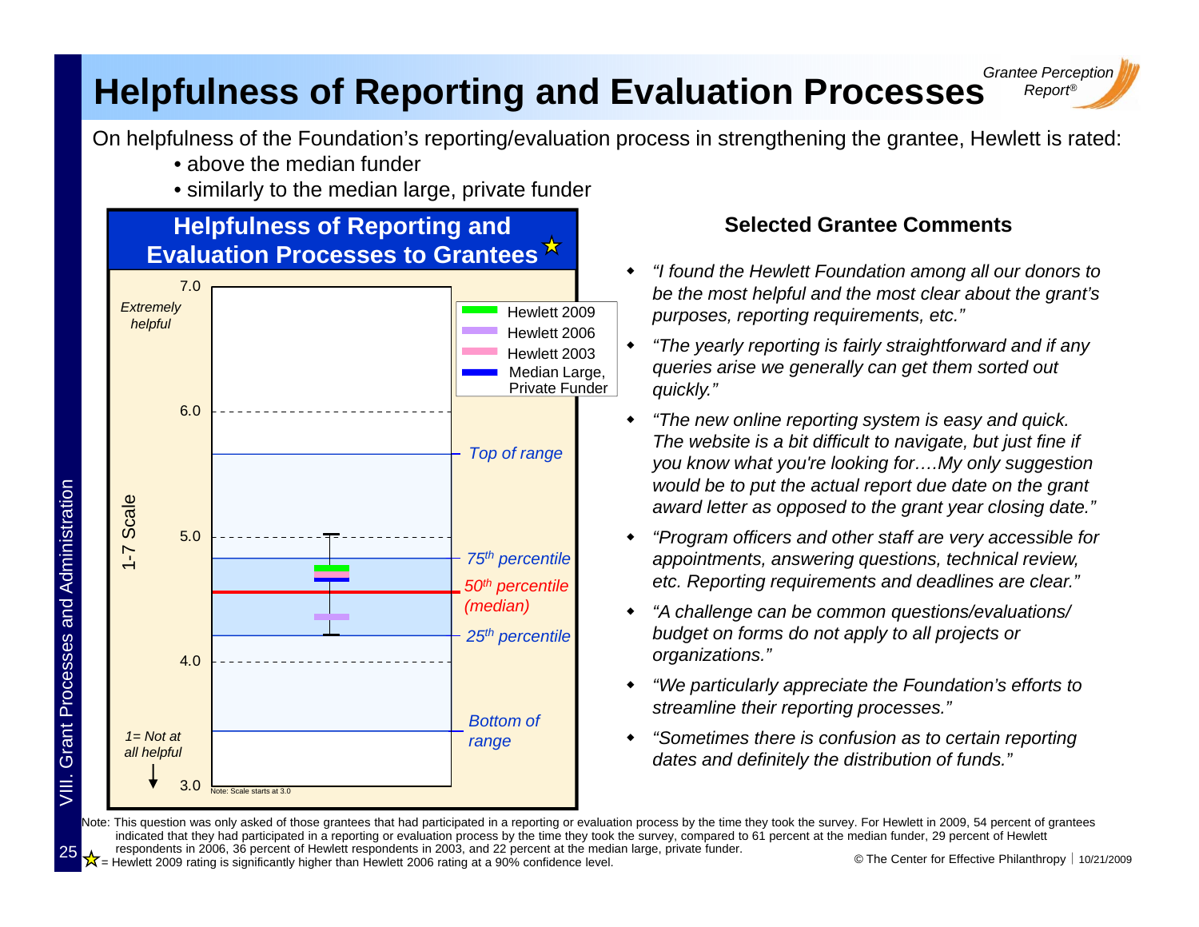# Helpfulness of Reporting and Evaluation Processes

On helpfulness of the Foundation's reporting/evaluation process in strengthening the grantee, Hewlett is rated:

- above the median funder
- similarly to the median large, private funder

## Helpfulness of Reporting and Evaluation Processes to Grantees ☆

1-7 Scale

7.0 — Extremely helpful

6.0

5.0

4.0

3.0 — 1= Not at all helpful

Top of range

75th percentile

50th percentile (median)

25th percentile

Bottom of range

Legend: Hewlett 2009; Hewlett 2006; Hewlett 2003; Median Large, Private Funder

Note: Scale starts at 3.0

## Selected Grantee Comments

- *"I found the Hewlett Foundation among all our donors to be the most helpful and the most clear about the grant's purposes, reporting requirements, etc."*
- *"The yearly reporting is fairly straightforward and if any queries arise we generally can get them sorted out quickly."*
- *"The new online reporting system is easy and quick. The website is a bit difficult to navigate, but just fine if you know what you're looking for….My only suggestion would be to put the actual report due date on the grant award letter as opposed to the grant year closing date."*
- *"Program officers and other staff are very accessible for appointments, answering questions, technical review, etc. Reporting requirements and deadlines are clear."*
- *"A challenge can be common questions/evaluations/ budget on forms do not apply to all projects or organizations."*
- *"We particularly appreciate the Foundation's efforts to streamline their reporting processes."*
- *"Sometimes there is confusion as to certain reporting dates and definitely the distribution of funds."*

Note: This question was only asked of those grantees that had participated in a reporting or evaluation process by the time they took the survey. For Hewlett in 2009, 54 percent of grantees indicated that they had participated in a reporting or evaluation process by the time they took the survey, compared to 61 percent at the median funder, 29 percent of Hewlett respondents in 2006, 36 percent of Hewlett respondents in 2003, and 22 percent at the median large, private funder.

☆ = Hewlett 2009 rating is significantly higher than Hewlett 2006 rating at a 90% confidence level.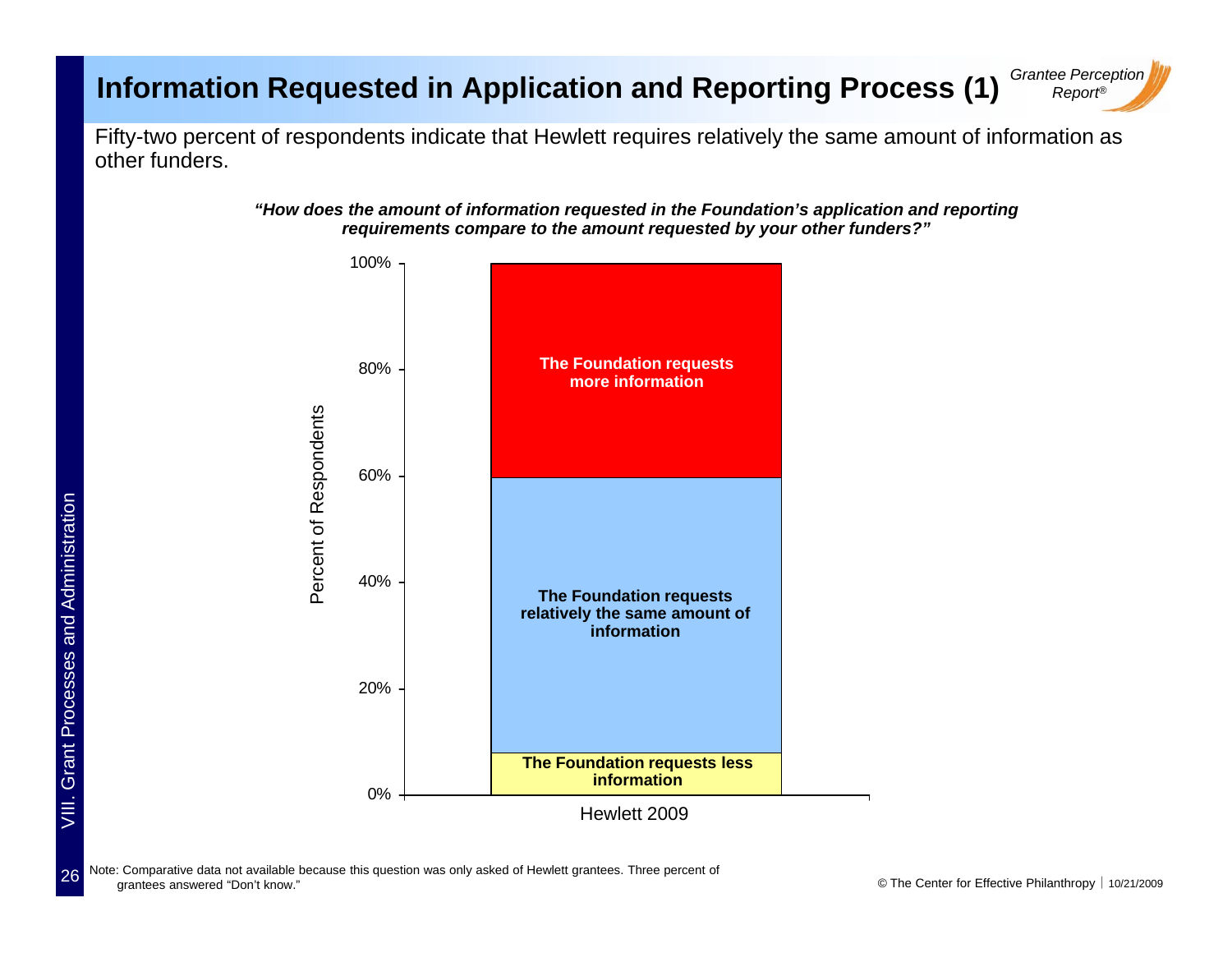# Information Requested in Application and Reporting Process (1)

*Grantee Perception Report®*

Fifty-two percent of respondents indicate that Hewlett requires relatively the same amount of information as other funders.

***"How does the amount of information requested in the Foundation's application and reporting requirements compare to the amount requested by your other funders?"***

Percent of Respondents

100%

80%

60%

40%

20%

0%

**The Foundation requests more information**

**The Foundation requests relatively the same amount of information**

**The Foundation requests less information**

Hewlett 2009

Note: Comparative data not available because this question was only asked of Hewlett grantees. Three percent of grantees answered "Don't know."

VIII. Grant Processes and Administration

© The Center for Effective Philanthropy | 10/21/2009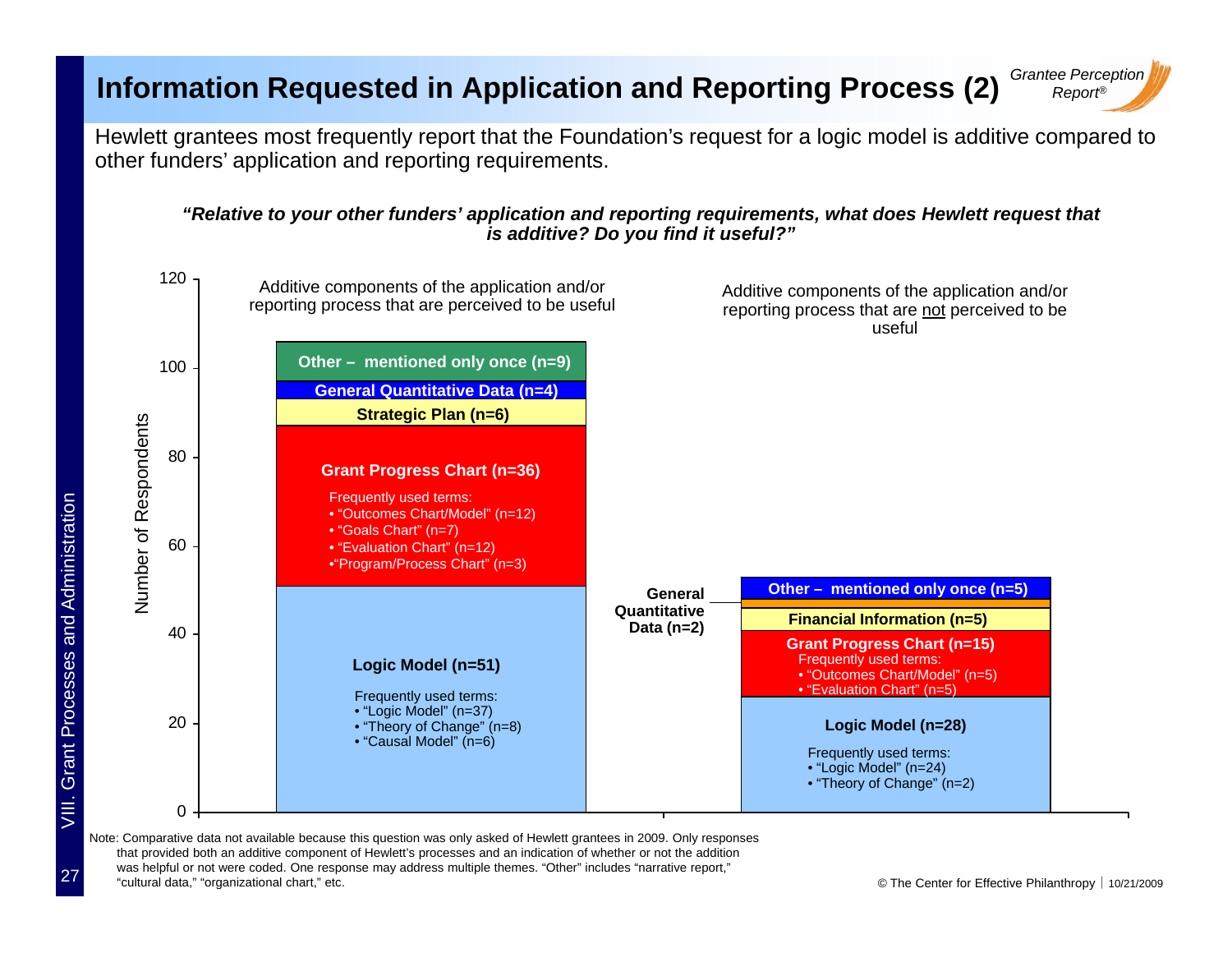# Information Requested in Application and Reporting Process (2)

Hewlett grantees most frequently report that the Foundation's request for a logic model is additive compared to other funders' application and reporting requirements.

***"Relative to your other funders' application and reporting requirements, what does Hewlett request that is additive? Do you find it useful?"***

**Additive components of the application and/or reporting process that are perceived to be useful**

| Component | Number of Respondents |
| --- | --- |
| Logic Model (n=51) — Frequently used terms: • "Logic Model" (n=37) • "Theory of Change" (n=8) • "Causal Model" (n=6) | 51 |
| Grant Progress Chart (n=36) — Frequently used terms: • "Outcomes Chart/Model" (n=12) • "Goals Chart" (n=7) • "Evaluation Chart" (n=12) • "Program/Process Chart" (n=3) | 36 |
| Strategic Plan (n=6) | 6 |
| General Quantitative Data (n=4) | 4 |
| Other – mentioned only once (n=9) | 9 |

**Additive components of the application and/or reporting process that are not perceived to be useful**

| Component | Number of Respondents |
| --- | --- |
| Logic Model (n=28) — Frequently used terms: • "Logic Model" (n=24) • "Theory of Change" (n=2) | 28 |
| Grant Progress Chart (n=15) — Frequently used terms: • "Outcomes Chart/Model" (n=5) • "Evaluation Chart" (n=5) | 15 |
| Financial Information (n=5) | 5 |
| General Quantitative Data (n=2) | 2 |
| Other – mentioned only once (n=5) | 5 |

Note: Comparative data not available because this question was only asked of Hewlett grantees in 2009. Only responses that provided both an additive component of Hewlett's processes and an indication of whether or not the addition was helpful or not were coded. One response may address multiple themes. "Other" includes "narrative report," "cultural data," "organizational chart," etc.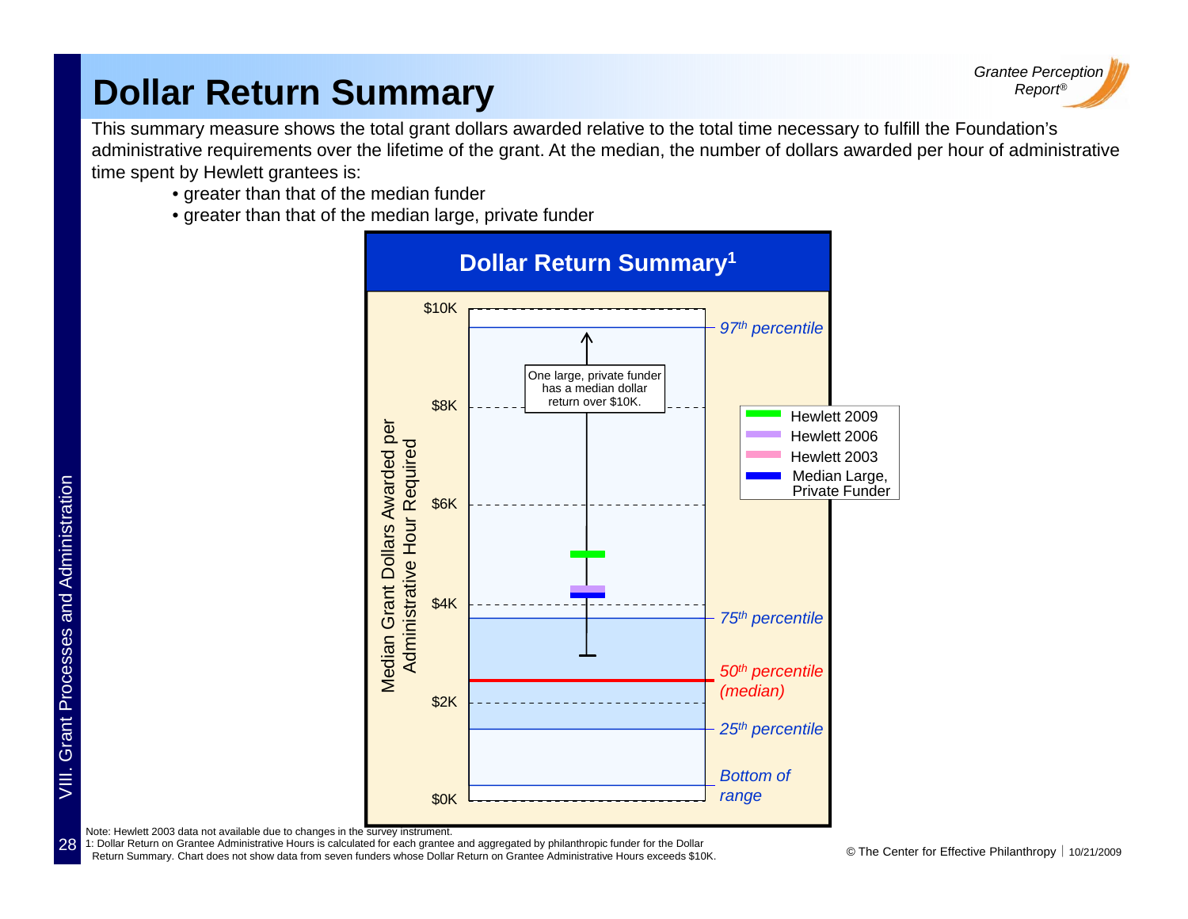# Dollar Return Summary

This summary measure shows the total grant dollars awarded relative to the total time necessary to fulfill the Foundation's administrative requirements over the lifetime of the grant. At the median, the number of dollars awarded per hour of administrative time spent by Hewlett grantees is:

- greater than that of the median funder
- greater than that of the median large, private funder

**Dollar Return Summary[1]**

Median Grant Dollars Awarded per Administrative Hour Required

$10K, $8K, $6K, $4K, $2K, $0K

One large, private funder has a median dollar return over $10K.

- 97th percentile
- 75th percentile
- 50th percentile (median)
- 25th percentile
- Bottom of range

Legend: Hewlett 2009; Hewlett 2006; Hewlett 2003; Median Large, Private Funder

Note: Hewlett 2003 data not available due to changes in the survey instrument.

1: Dollar Return on Grantee Administrative Hours is calculated for each grantee and aggregated by philanthropic funder for the Dollar Return Summary. Chart does not show data from seven funders whose Dollar Return on Grantee Administrative Hours exceeds $10K.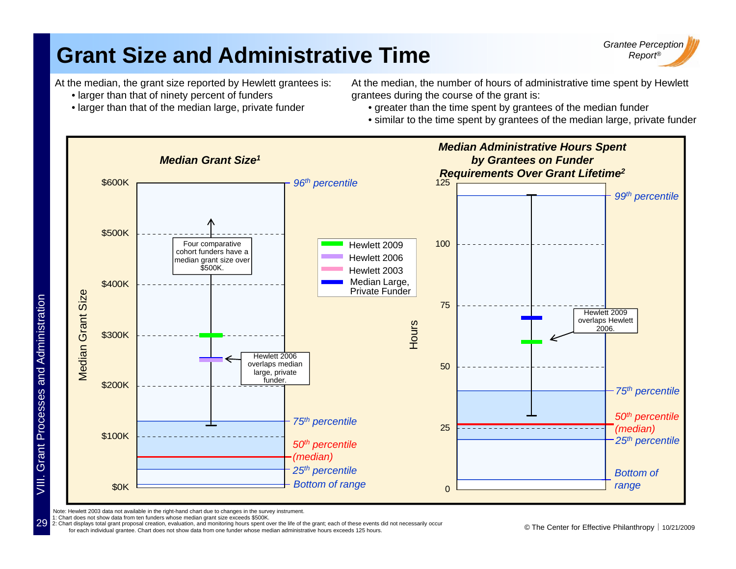# Grant Size and Administrative Time

At the median, the grant size reported by Hewlett grantees is:

- larger than that of ninety percent of funders
- larger than that of the median large, private funder

At the median, the number of hours of administrative time spent by Hewlett grantees during the course of the grant is:

- greater than the time spent by grantees of the median funder
- similar to the time spent by grantees of the median large, private funder

***Median Grant Size*[1]**

Y-axis: Median Grant Size ($0K–$600K). Range markers: 96th percentile, 75th percentile, 50th percentile (median), 25th percentile, Bottom of range.

Legend: Hewlett 2009; Hewlett 2006; Hewlett 2003; Median Large, Private Funder

Four comparative cohort funders have a median grant size over $500K.

Hewlett 2006 overlaps median large, private funder.

***Median Administrative Hours Spent by Grantees on Funder Requirements Over Grant Lifetime*[2]**

Y-axis: Hours (0–125). Range markers: 99th percentile, 75th percentile, 50th percentile (median), 25th percentile, Bottom of range.

Hewlett 2009 overlaps Hewlett 2006.

Note: Hewlett 2003 data not available in the right-hand chart due to changes in the survey instrument.
1: Chart does not show data from ten funders whose median grant size exceeds $500K.
2: Chart displays total grant proposal creation, evaluation, and monitoring hours spent over the life of the grant; each of these events did not necessarily occur for each individual grantee. Chart does not show data from one funder whose median administrative hours exceeds 125 hours.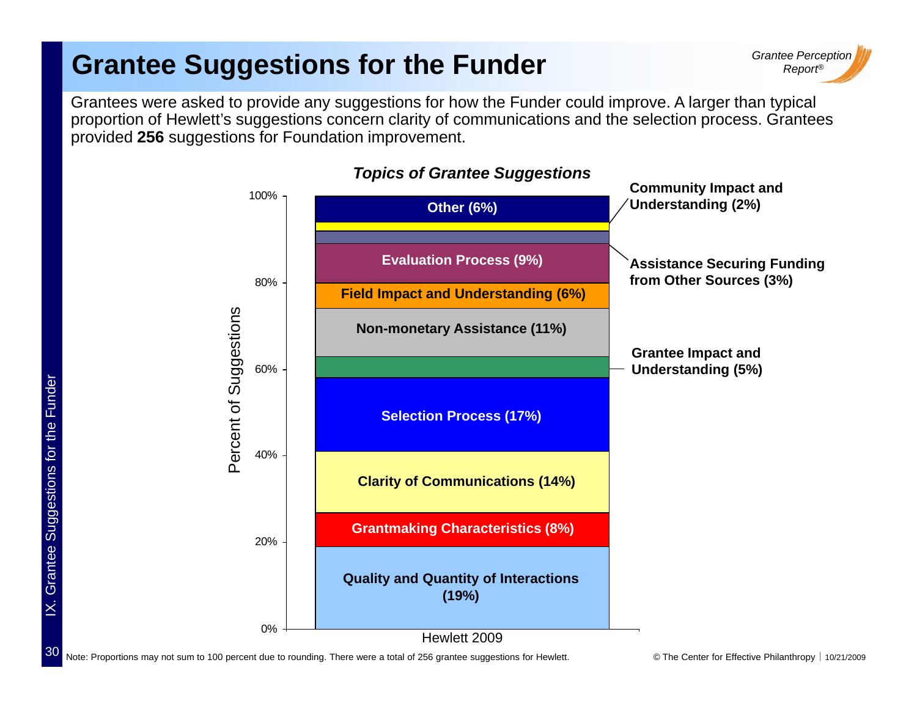# Grantee Suggestions for the Funder

Grantees were asked to provide any suggestions for how the Funder could improve. A larger than typical proportion of Hewlett's suggestions concern clarity of communications and the selection process. Grantees provided **256** suggestions for Foundation improvement.

***Topics of Grantee Suggestions***

| Topic | Hewlett 2009 |
|---|---|
| Other | 6% |
| Community Impact and Understanding | 2% |
| Assistance Securing Funding from Other Sources | 3% |
| Evaluation Process | 9% |
| Field Impact and Understanding | 6% |
| Non-monetary Assistance | 11% |
| Grantee Impact and Understanding | 5% |
| Selection Process | 17% |
| Clarity of Communications | 14% |
| Grantmaking Characteristics | 8% |
| Quality and Quantity of Interactions | 19% |

Note: Proportions may not sum to 100 percent due to rounding. There were a total of 256 grantee suggestions for Hewlett.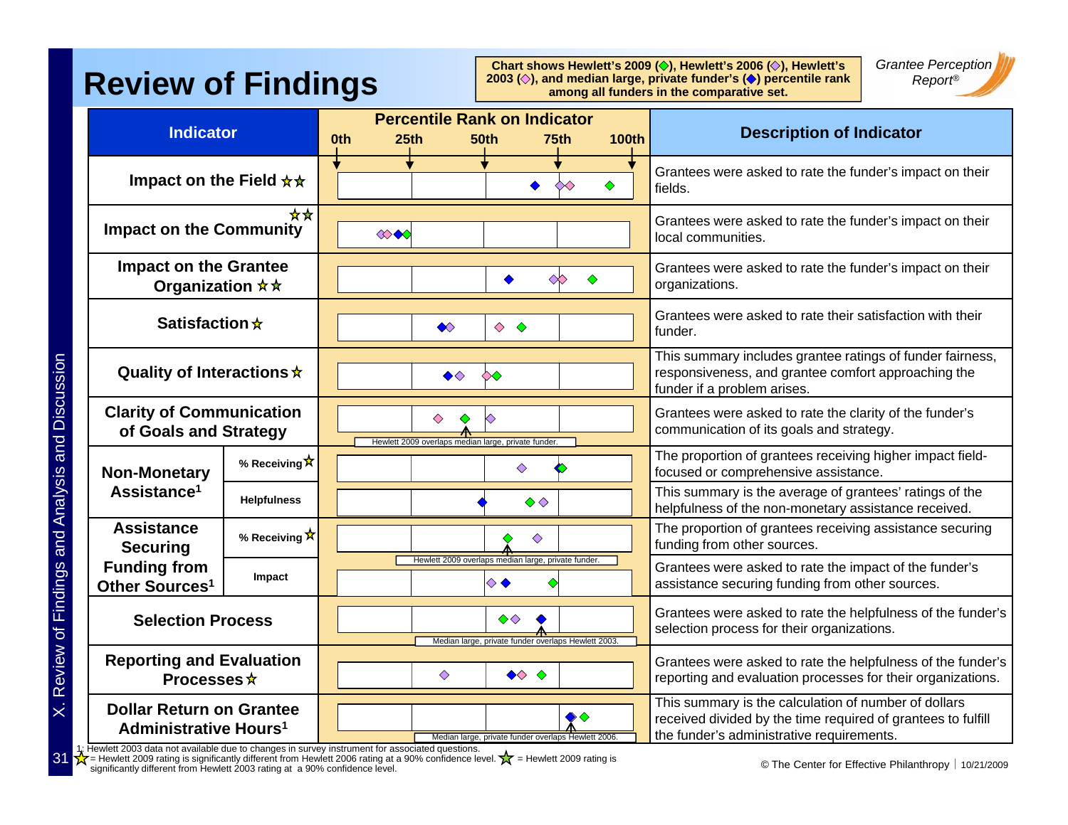# Review of Findings

Chart shows Hewlett's 2009 (◇), Hewlett's 2006 (◇), Hewlett's 2003 (◇), and median large, private funder's (◆) percentile rank among all funders in the comparative set.

*Grantee Perception Report®*

| Indicator | | Percentile Rank on Indicator (0th – 25th – 50th – 75th – 100th) | Description of Indicator |
|---|---|---|---|
| Impact on the Field ☆☆ | | | Grantees were asked to rate the funder's impact on their fields. |
| Impact on the Community ☆☆ | | | Grantees were asked to rate the funder's impact on their local communities. |
| Impact on the Grantee Organization ☆☆ | | | Grantees were asked to rate the funder's impact on their organizations. |
| Satisfaction ☆ | | | Grantees were asked to rate their satisfaction with their funder. |
| Quality of Interactions ☆ | | | This summary includes grantee ratings of funder fairness, responsiveness, and grantee comfort approaching the funder if a problem arises. |
| Clarity of Communication of Goals and Strategy | | Hewlett 2009 overlaps median large, private funder. | Grantees were asked to rate the clarity of the funder's communication of its goals and strategy. |
| Non-Monetary Assistance[1] | % Receiving ☆ | | The proportion of grantees receiving higher impact field-focused or comprehensive assistance. |
| | Helpfulness | | This summary is the average of grantees' ratings of the helpfulness of the non-monetary assistance received. |
| Assistance Securing Funding from Other Sources[1] | % Receiving ☆ | Hewlett 2009 overlaps median large, private funder. | The proportion of grantees receiving assistance securing funding from other sources. |
| | Impact | | Grantees were asked to rate the impact of the funder's assistance securing funding from other sources. |
| Selection Process | | Median large, private funder overlaps Hewlett 2003. | Grantees were asked to rate the helpfulness of the funder's selection process for their organizations. |
| Reporting and Evaluation Processes ☆ | | | Grantees were asked to rate the helpfulness of the funder's reporting and evaluation processes for their organizations. |
| Dollar Return on Grantee Administrative Hours[1] | | Median large, private funder overlaps Hewlett 2006. | This summary is the calculation of number of dollars received divided by the time required of grantees to fulfill the funder's administrative requirements. |

1: Hewlett 2003 data not available due to changes in survey instrument for associated questions.
☆ = Hewlett 2009 rating is significantly different from Hewlett 2006 rating at a 90% confidence level. ☆ = Hewlett 2009 rating is significantly different from Hewlett 2003 rating at a 90% confidence level.

© The Center for Effective Philanthropy | 10/21/2009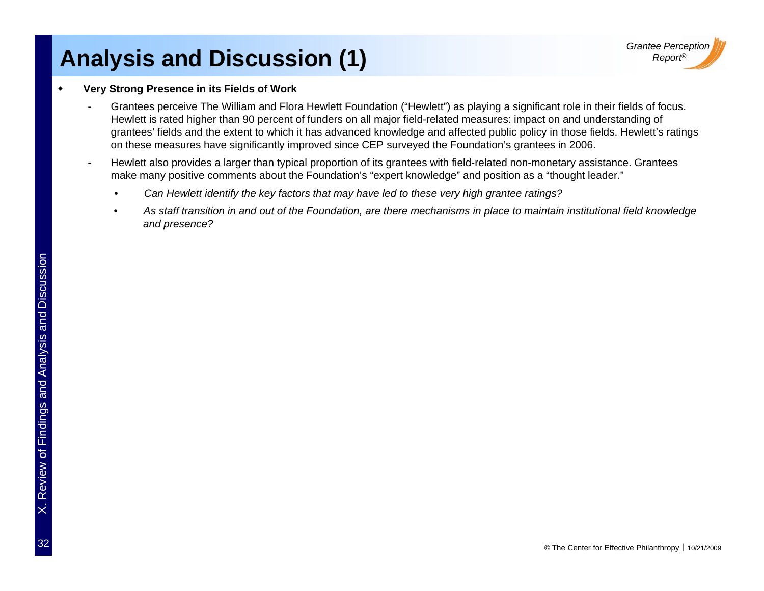# Analysis and Discussion (1)

- **Very Strong Presence in its Fields of Work**
  - Grantees perceive The William and Flora Hewlett Foundation ("Hewlett") as playing a significant role in their fields of focus. Hewlett is rated higher than 90 percent of funders on all major field-related measures: impact on and understanding of grantees' fields and the extent to which it has advanced knowledge and affected public policy in those fields. Hewlett's ratings on these measures have significantly improved since CEP surveyed the Foundation's grantees in 2006.
  - Hewlett also provides a larger than typical proportion of its grantees with field-related non-monetary assistance. Grantees make many positive comments about the Foundation's "expert knowledge" and position as a "thought leader."
    - *Can Hewlett identify the key factors that may have led to these very high grantee ratings?*
    - *As staff transition in and out of the Foundation, are there mechanisms in place to maintain institutional field knowledge and presence?*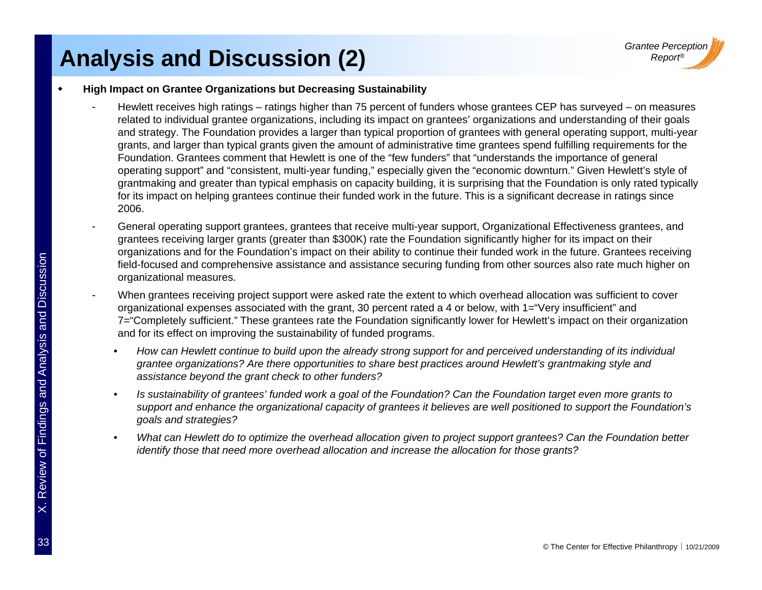# Analysis and Discussion (2)

- **High Impact on Grantee Organizations but Decreasing Sustainability**
  - Hewlett receives high ratings – ratings higher than 75 percent of funders whose grantees CEP has surveyed – on measures related to individual grantee organizations, including its impact on grantees' organizations and understanding of their goals and strategy. The Foundation provides a larger than typical proportion of grantees with general operating support, multi-year grants, and larger than typical grants given the amount of administrative time grantees spend fulfilling requirements for the Foundation. Grantees comment that Hewlett is one of the "few funders" that "understands the importance of general operating support" and "consistent, multi-year funding," especially given the "economic downturn." Given Hewlett's style of grantmaking and greater than typical emphasis on capacity building, it is surprising that the Foundation is only rated typically for its impact on helping grantees continue their funded work in the future. This is a significant decrease in ratings since 2006.
  - General operating support grantees, grantees that receive multi-year support, Organizational Effectiveness grantees, and grantees receiving larger grants (greater than $300K) rate the Foundation significantly higher for its impact on their organizations and for the Foundation's impact on their ability to continue their funded work in the future. Grantees receiving field-focused and comprehensive assistance and assistance securing funding from other sources also rate much higher on organizational measures.
  - When grantees receiving project support were asked rate the extent to which overhead allocation was sufficient to cover organizational expenses associated with the grant, 30 percent rated a 4 or below, with 1="Very insufficient" and 7="Completely sufficient." These grantees rate the Foundation significantly lower for Hewlett's impact on their organization and for its effect on improving the sustainability of funded programs.
    - *How can Hewlett continue to build upon the already strong support for and perceived understanding of its individual grantee organizations? Are there opportunities to share best practices around Hewlett's grantmaking style and assistance beyond the grant check to other funders?*
    - *Is sustainability of grantees' funded work a goal of the Foundation? Can the Foundation target even more grants to support and enhance the organizational capacity of grantees it believes are well positioned to support the Foundation's goals and strategies?*
    - *What can Hewlett do to optimize the overhead allocation given to project support grantees? Can the Foundation better identify those that need more overhead allocation and increase the allocation for those grants?*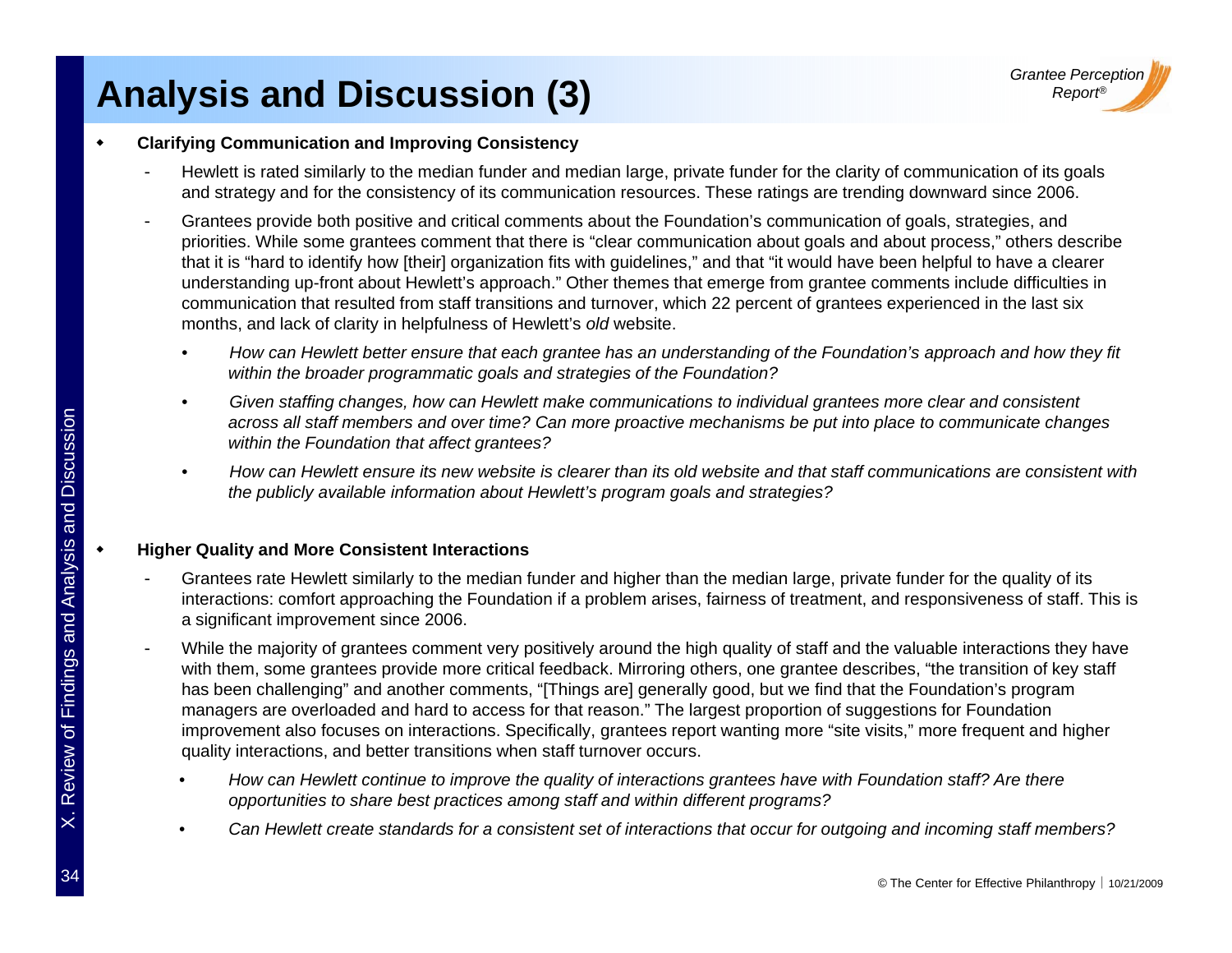# Analysis and Discussion (3)

- **Clarifying Communication and Improving Consistency**
  - Hewlett is rated similarly to the median funder and median large, private funder for the clarity of communication of its goals and strategy and for the consistency of its communication resources. These ratings are trending downward since 2006.
  - Grantees provide both positive and critical comments about the Foundation's communication of goals, strategies, and priorities. While some grantees comment that there is "clear communication about goals and about process," others describe that it is "hard to identify how [their] organization fits with guidelines," and that "it would have been helpful to have a clearer understanding up-front about Hewlett's approach." Other themes that emerge from grantee comments include difficulties in communication that resulted from staff transitions and turnover, which 22 percent of grantees experienced in the last six months, and lack of clarity in helpfulness of Hewlett's *old* website.
    - *How can Hewlett better ensure that each grantee has an understanding of the Foundation's approach and how they fit within the broader programmatic goals and strategies of the Foundation?*
    - *Given staffing changes, how can Hewlett make communications to individual grantees more clear and consistent across all staff members and over time? Can more proactive mechanisms be put into place to communicate changes within the Foundation that affect grantees?*
    - *How can Hewlett ensure its new website is clearer than its old website and that staff communications are consistent with the publicly available information about Hewlett's program goals and strategies?*

- **Higher Quality and More Consistent Interactions**
  - Grantees rate Hewlett similarly to the median funder and higher than the median large, private funder for the quality of its interactions: comfort approaching the Foundation if a problem arises, fairness of treatment, and responsiveness of staff. This is a significant improvement since 2006.
  - While the majority of grantees comment very positively around the high quality of staff and the valuable interactions they have with them, some grantees provide more critical feedback. Mirroring others, one grantee describes, "the transition of key staff has been challenging" and another comments, "[Things are] generally good, but we find that the Foundation's program managers are overloaded and hard to access for that reason." The largest proportion of suggestions for Foundation improvement also focuses on interactions. Specifically, grantees report wanting more "site visits," more frequent and higher quality interactions, and better transitions when staff turnover occurs.
    - *How can Hewlett continue to improve the quality of interactions grantees have with Foundation staff? Are there opportunities to share best practices among staff and within different programs?*
    - *Can Hewlett create standards for a consistent set of interactions that occur for outgoing and incoming staff members?*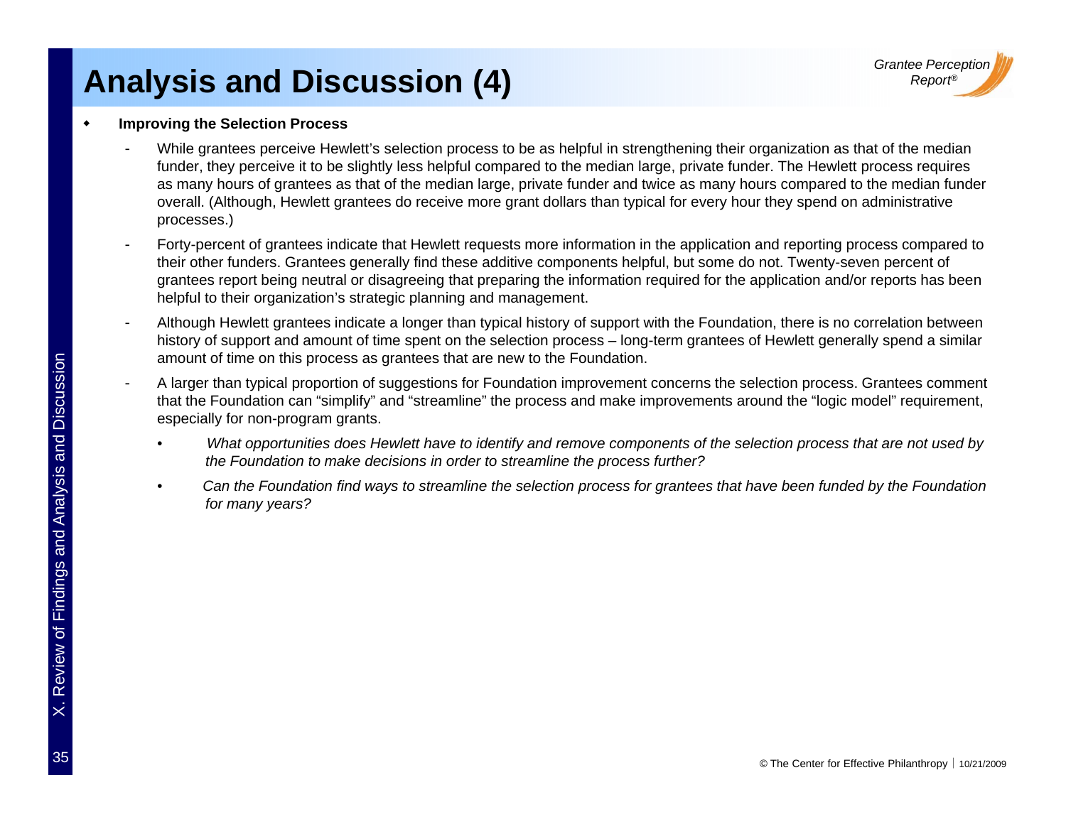# Analysis and Discussion (4)

- **Improving the Selection Process**
  - While grantees perceive Hewlett's selection process to be as helpful in strengthening their organization as that of the median funder, they perceive it to be slightly less helpful compared to the median large, private funder. The Hewlett process requires as many hours of grantees as that of the median large, private funder and twice as many hours compared to the median funder overall. (Although, Hewlett grantees do receive more grant dollars than typical for every hour they spend on administrative processes.)
  - Forty-percent of grantees indicate that Hewlett requests more information in the application and reporting process compared to their other funders. Grantees generally find these additive components helpful, but some do not. Twenty-seven percent of grantees report being neutral or disagreeing that preparing the information required for the application and/or reports has been helpful to their organization's strategic planning and management.
  - Although Hewlett grantees indicate a longer than typical history of support with the Foundation, there is no correlation between history of support and amount of time spent on the selection process – long-term grantees of Hewlett generally spend a similar amount of time on this process as grantees that are new to the Foundation.
  - A larger than typical proportion of suggestions for Foundation improvement concerns the selection process. Grantees comment that the Foundation can "simplify" and "streamline" the process and make improvements around the "logic model" requirement, especially for non-program grants.
    - *What opportunities does Hewlett have to identify and remove components of the selection process that are not used by the Foundation to make decisions in order to streamline the process further?*
    - *Can the Foundation find ways to streamline the selection process for grantees that have been funded by the Foundation for many years?*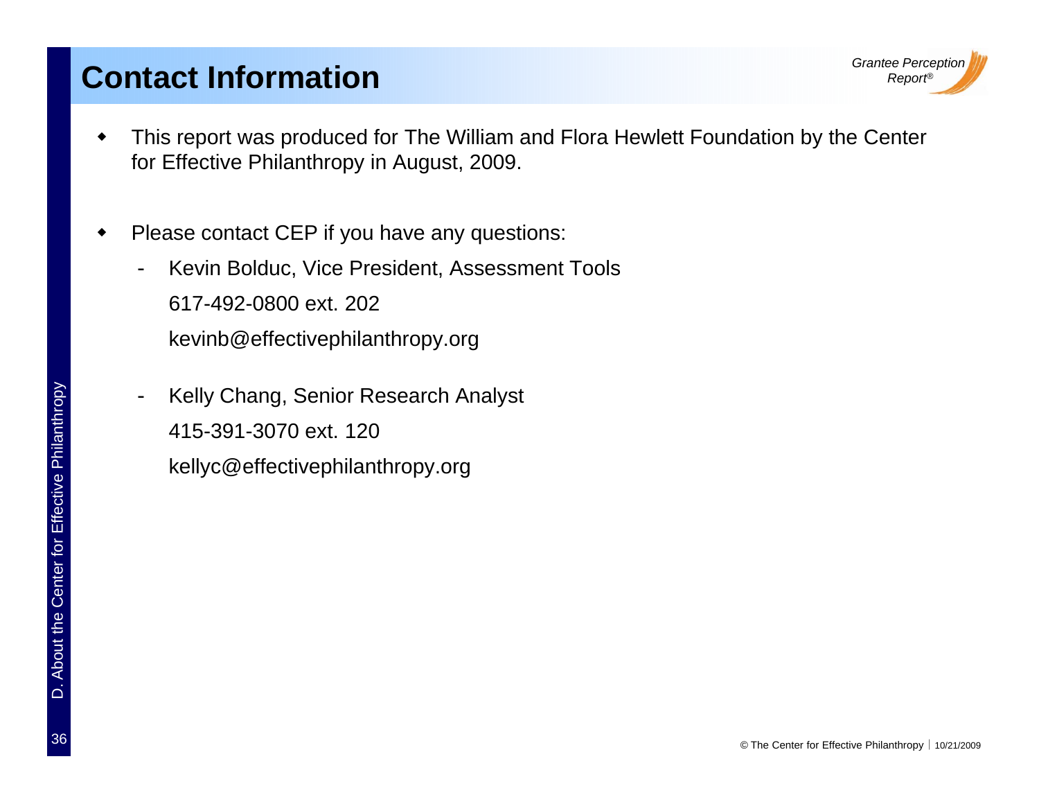# Contact Information

- This report was produced for The William and Flora Hewlett Foundation by the Center for Effective Philanthropy in August, 2009.

- Please contact CEP if you have any questions:
  - Kevin Bolduc, Vice President, Assessment Tools

    617-492-0800 ext. 202

    kevinb@effectivephilanthropy.org

  - Kelly Chang, Senior Research Analyst

    415-391-3070 ext. 120

    kellyc@effectivephilanthropy.org